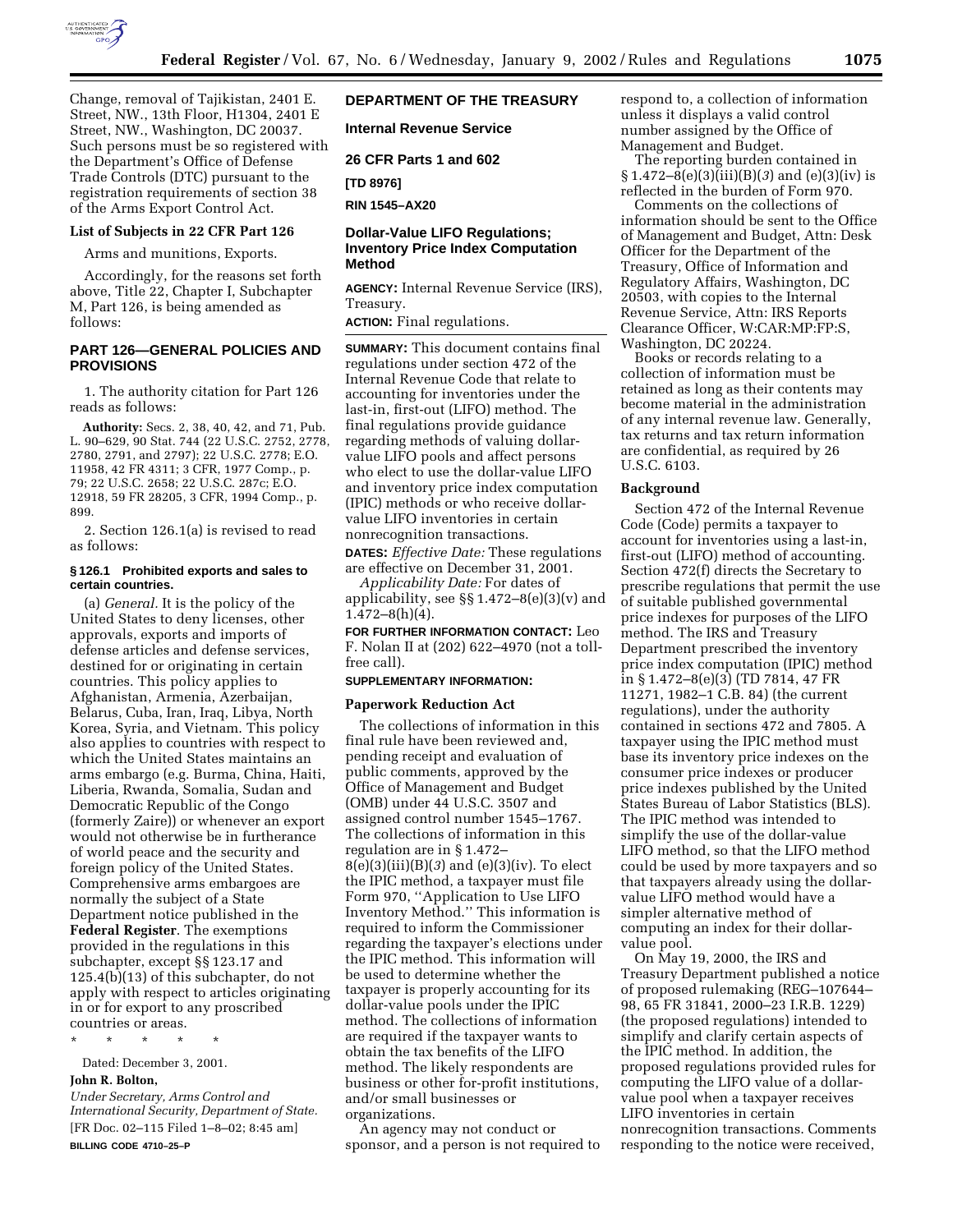Change, removal of Tajikistan, 2401 E. Street, NW., 13th Floor, H1304, 2401 E Street, NW., Washington, DC 20037. Such persons must be so registered with the Department's Office of Defense Trade Controls (DTC) pursuant to the registration requirements of section 38 of the Arms Export Control Act.

**List of Subjects in 22 CFR Part 126**

Arms and munitions, Exports.

Accordingly, for the reasons set forth above, Title 22, Chapter I, Subchapter M, Part 126, is being amended as follows:

## PART 126—GENERAL POLICIES AND PROVISIONS

1. The authority citation for Part 126 reads as follows:

**Authority:** Secs. 2, 38, 40, 42, and 71, Pub. L. 90–629, 90 Stat. 744 (22 U.S.C. 2752, 2778, 2780, 2791, and 2797); 22 U.S.C. 2778; E.O. 11958, 42 FR 4311; 3 CFR, 1977 Comp., p. 79; 22 U.S.C. 2658; 22 U.S.C. 287c; E.O. 12918, 59 FR 28205, 3 CFR, 1994 Comp., p. 899.

2. Section 126.1(a) is revised to read as follows:

**§ 126.1 Prohibited exports and sales to certain countries.**

(a) *General.* It is the policy of the United States to deny licenses, other approvals, exports and imports of defense articles and defense services, destined for or originating in certain countries. This policy applies to Afghanistan, Armenia, Azerbaijan, Belarus, Cuba, Iran, Iraq, Libya, North Korea, Syria, and Vietnam. This policy also applies to countries with respect to which the United States maintains an arms embargo (e.g. Burma, China, Haiti, Liberia, Rwanda, Somalia, Sudan and Democratic Republic of the Congo (formerly Zaire)) or whenever an export would not otherwise be in furtherance of world peace and the security and foreign policy of the United States. Comprehensive arms embargoes are normally the subject of a State Department notice published in the **Federal Register**. The exemptions provided in the regulations in this subchapter, except §§ 123.17 and 125.4(b)(13) of this subchapter, do not apply with respect to articles originating in or for export to any proscribed countries or areas.

\* \* \* \* \*

Dated: December 3, 2001.

**John R. Bolton,**

*Under Secretary, Arms Control and International Security, Department of State.*

[FR Doc. 02–115 Filed 1–8–02; 8:45 am]

**BILLING CODE 4710–25–P**

## DEPARTMENT OF THE TREASURY

### Internal Revenue Service

### 26 CFR Parts 1 and 602

**[TD 8976]**

**RIN 1545–AX20**

### Dollar-Value LIFO Regulations; Inventory Price Index Computation Method

**AGENCY:** Internal Revenue Service (IRS), Treasury.

**ACTION:** Final regulations.

**SUMMARY:** This document contains final regulations under section 472 of the Internal Revenue Code that relate to accounting for inventories under the last-in, first-out (LIFO) method. The final regulations provide guidance regarding methods of valuing dollar-value LIFO pools and affect persons who elect to use the dollar-value LIFO and inventory price index computation (IPIC) methods or who receive dollar-value LIFO inventories in certain nonrecognition transactions.

**DATES:** *Effective Date:* These regulations are effective on December 31, 2001.

*Applicability Date:* For dates of applicability, see §§ 1.472–8(e)(3)(v) and 1.472–8(h)(4).

**FOR FURTHER INFORMATION CONTACT:** Leo F. Nolan II at (202) 622–4970 (not a toll-free call).

**SUPPLEMENTARY INFORMATION:**

**Paperwork Reduction Act**

The collections of information in this final rule have been reviewed and, pending receipt and evaluation of public comments, approved by the Office of Management and Budget (OMB) under 44 U.S.C. 3507 and assigned control number 1545–1767. The collections of information in this regulation are in § 1.472–8(e)(3)(iii)(B)(*3*) and (e)(3)(iv). To elect the IPIC method, a taxpayer must file Form 970, ''Application to Use LIFO Inventory Method.'' This information is required to inform the Commissioner regarding the taxpayer's elections under the IPIC method. This information will be used to determine whether the taxpayer is properly accounting for its dollar-value pools under the IPIC method. The collections of information are required if the taxpayer wants to obtain the tax benefits of the LIFO method. The likely respondents are business or other for-profit institutions, and/or small businesses or organizations.

An agency may not conduct or sponsor, and a person is not required to respond to, a collection of information unless it displays a valid control number assigned by the Office of Management and Budget.

The reporting burden contained in § 1.472–8(e)(3)(iii)(B)(*3*) and (e)(3)(iv) is reflected in the burden of Form 970.

Comments on the collections of information should be sent to the Office of Management and Budget, Attn: Desk Officer for the Department of the Treasury, Office of Information and Regulatory Affairs, Washington, DC 20503, with copies to the Internal Revenue Service, Attn: IRS Reports Clearance Officer, W:CAR:MP:FP:S, Washington, DC 20224.

Books or records relating to a collection of information must be retained as long as their contents may become material in the administration of any internal revenue law. Generally, tax returns and tax return information are confidential, as required by 26 U.S.C. 6103.

**Background**

Section 472 of the Internal Revenue Code (Code) permits a taxpayer to account for inventories using a last-in, first-out (LIFO) method of accounting. Section 472(f) directs the Secretary to prescribe regulations that permit the use of suitable published governmental price indexes for purposes of the LIFO method. The IRS and Treasury Department prescribed the inventory price index computation (IPIC) method in § 1.472–8(e)(3) (TD 7814, 47 FR 11271, 1982–1 C.B. 84) (the current regulations), under the authority contained in sections 472 and 7805. A taxpayer using the IPIC method must base its inventory price indexes on the consumer price indexes or producer price indexes published by the United States Bureau of Labor Statistics (BLS). The IPIC method was intended to simplify the use of the dollar-value LIFO method, so that the LIFO method could be used by more taxpayers and so that taxpayers already using the dollar-value LIFO method would have a simpler alternative method of computing an index for their dollar-value pool.

On May 19, 2000, the IRS and Treasury Department published a notice of proposed rulemaking (REG–107644–98, 65 FR 31841, 2000–23 I.R.B. 1229) (the proposed regulations) intended to simplify and clarify certain aspects of the IPIC method. In addition, the proposed regulations provided rules for computing the LIFO value of a dollar-value pool when a taxpayer receives LIFO inventories in certain nonrecognition transactions. Comments responding to the notice were received,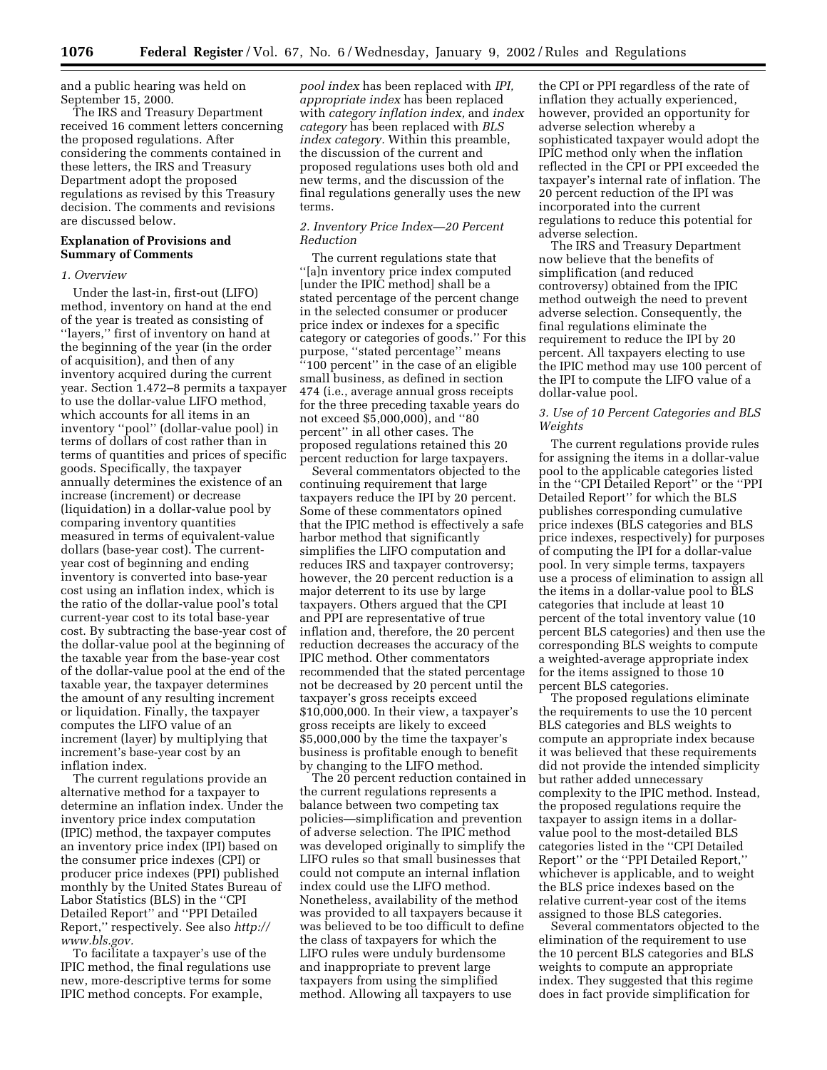and a public hearing was held on September 15, 2000.

The IRS and Treasury Department received 16 comment letters concerning the proposed regulations. After considering the comments contained in these letters, the IRS and Treasury Department adopt the proposed regulations as revised by this Treasury decision. The comments and revisions are discussed below.

**Explanation of Provisions and Summary of Comments**

*1. Overview*

Under the last-in, first-out (LIFO) method, inventory on hand at the end of the year is treated as consisting of ''layers,'' first of inventory on hand at the beginning of the year (in the order of acquisition), and then of any inventory acquired during the current year. Section 1.472–8 permits a taxpayer to use the dollar-value LIFO method, which accounts for all items in an inventory ''pool'' (dollar-value pool) in terms of dollars of cost rather than in terms of quantities and prices of specific goods. Specifically, the taxpayer annually determines the existence of an increase (increment) or decrease (liquidation) in a dollar-value pool by comparing inventory quantities measured in terms of equivalent-value dollars (base-year cost). The current-year cost of beginning and ending inventory is converted into base-year cost using an inflation index, which is the ratio of the dollar-value pool's total current-year cost to its total base-year cost. By subtracting the base-year cost of the dollar-value pool at the beginning of the taxable year from the base-year cost of the dollar-value pool at the end of the taxable year, the taxpayer determines the amount of any resulting increment or liquidation. Finally, the taxpayer computes the LIFO value of an increment (layer) by multiplying that increment's base-year cost by an inflation index.

The current regulations provide an alternative method for a taxpayer to determine an inflation index. Under the inventory price index computation (IPIC) method, the taxpayer computes an inventory price index (IPI) based on the consumer price indexes (CPI) or producer price indexes (PPI) published monthly by the United States Bureau of Labor Statistics (BLS) in the ''CPI Detailed Report'' and ''PPI Detailed Report,'' respectively. See also *http://www.bls.gov*.

To facilitate a taxpayer's use of the IPIC method, the final regulations use new, more-descriptive terms for some IPIC method concepts. For example, *pool index* has been replaced with *IPI, appropriate index* has been replaced with *category inflation index,* and *index category* has been replaced with *BLS index category.* Within this preamble, the discussion of the current and proposed regulations uses both old and new terms, and the discussion of the final regulations generally uses the new terms.

*2. Inventory Price Index—20 Percent Reduction*

The current regulations state that ''[a]n inventory price index computed [under the IPIC method] shall be a stated percentage of the percent change in the selected consumer or producer price index or indexes for a specific category or categories of goods.'' For this purpose, ''stated percentage'' means ''100 percent'' in the case of an eligible small business, as defined in section 474 (i.e., average annual gross receipts for the three preceding taxable years do not exceed $5,000,000), and ''80 percent'' in all other cases. The proposed regulations retained this 20 percent reduction for large taxpayers.

Several commentators objected to the continuing requirement that large taxpayers reduce the IPI by 20 percent. Some of these commentators opined that the IPIC method is effectively a safe harbor method that significantly simplifies the LIFO computation and reduces IRS and taxpayer controversy; however, the 20 percent reduction is a major deterrent to its use by large taxpayers. Others argued that the CPI and PPI are representative of true inflation and, therefore, the 20 percent reduction decreases the accuracy of the IPIC method. Other commentators recommended that the stated percentage not be decreased by 20 percent until the taxpayer's gross receipts exceed $10,000,000. In their view, a taxpayer's gross receipts are likely to exceed $5,000,000 by the time the taxpayer's business is profitable enough to benefit by changing to the LIFO method.

The 20 percent reduction contained in the current regulations represents a balance between two competing tax policies—simplification and prevention of adverse selection. The IPIC method was developed originally to simplify the LIFO rules so that small businesses that could not compute an internal inflation index could use the LIFO method. Nonetheless, availability of the method was provided to all taxpayers because it was believed to be too difficult to define the class of taxpayers for which the LIFO rules were unduly burdensome and inappropriate to prevent large taxpayers from using the simplified method. Allowing all taxpayers to use the CPI or PPI regardless of the rate of inflation they actually experienced, however, provided an opportunity for adverse selection whereby a sophisticated taxpayer would adopt the IPIC method only when the inflation reflected in the CPI or PPI exceeded the taxpayer's internal rate of inflation. The 20 percent reduction of the IPI was incorporated into the current regulations to reduce this potential for adverse selection.

The IRS and Treasury Department now believe that the benefits of simplification (and reduced controversy) obtained from the IPIC method outweigh the need to prevent adverse selection. Consequently, the final regulations eliminate the requirement to reduce the IPI by 20 percent. All taxpayers electing to use the IPIC method may use 100 percent of the IPI to compute the LIFO value of a dollar-value pool.

*3. Use of 10 Percent Categories and BLS Weights*

The current regulations provide rules for assigning the items in a dollar-value pool to the applicable categories listed in the ''CPI Detailed Report'' or the ''PPI Detailed Report'' for which the BLS publishes corresponding cumulative price indexes (BLS categories and BLS price indexes, respectively) for purposes of computing the IPI for a dollar-value pool. In very simple terms, taxpayers use a process of elimination to assign all the items in a dollar-value pool to BLS categories that include at least 10 percent of the total inventory value (10 percent BLS categories) and then use the corresponding BLS weights to compute a weighted-average appropriate index for the items assigned to those 10 percent BLS categories.

The proposed regulations eliminate the requirements to use the 10 percent BLS categories and BLS weights to compute an appropriate index because it was believed that these requirements did not provide the intended simplicity but rather added unnecessary complexity to the IPIC method. Instead, the proposed regulations require the taxpayer to assign items in a dollar-value pool to the most-detailed BLS categories listed in the ''CPI Detailed Report'' or the ''PPI Detailed Report,'' whichever is applicable, and to weight the BLS price indexes based on the relative current-year cost of the items assigned to those BLS categories.

Several commentators objected to the elimination of the requirement to use the 10 percent BLS categories and BLS weights to compute an appropriate index. They suggested that this regime does in fact provide simplification for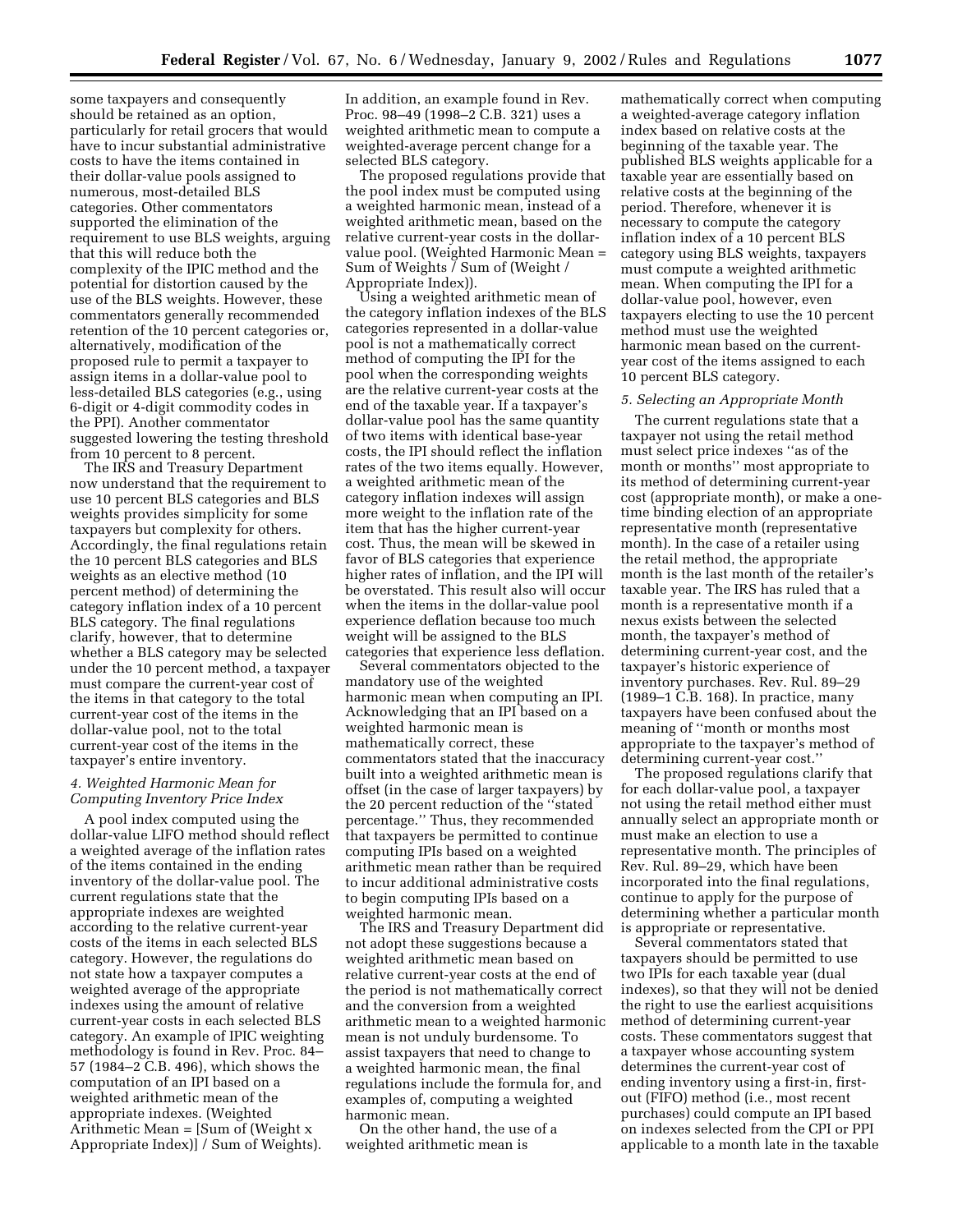some taxpayers and consequently should be retained as an option, particularly for retail grocers that would have to incur substantial administrative costs to have the items contained in their dollar-value pools assigned to numerous, most-detailed BLS categories. Other commentators supported the elimination of the requirement to use BLS weights, arguing that this will reduce both the complexity of the IPIC method and the potential for distortion caused by the use of the BLS weights. However, these commentators generally recommended retention of the 10 percent categories or, alternatively, modification of the proposed rule to permit a taxpayer to assign items in a dollar-value pool to less-detailed BLS categories (e.g., using 6-digit or 4-digit commodity codes in the PPI). Another commentator suggested lowering the testing threshold from 10 percent to 8 percent.

The IRS and Treasury Department now understand that the requirement to use 10 percent BLS categories and BLS weights provides simplicity for some taxpayers but complexity for others. Accordingly, the final regulations retain the 10 percent BLS categories and BLS weights as an elective method (10 percent method) of determining the category inflation index of a 10 percent BLS category. The final regulations clarify, however, that to determine whether a BLS category may be selected under the 10 percent method, a taxpayer must compare the current-year cost of the items in that category to the total current-year cost of the items in the dollar-value pool, not to the total current-year cost of the items in the taxpayer's entire inventory.

### *4. Weighted Harmonic Mean for Computing Inventory Price Index*

A pool index computed using the dollar-value LIFO method should reflect a weighted average of the inflation rates of the items contained in the ending inventory of the dollar-value pool. The current regulations state that the appropriate indexes are weighted according to the relative current-year costs of the items in each selected BLS category. However, the regulations do not state how a taxpayer computes a weighted average of the appropriate indexes using the amount of relative current-year costs in each selected BLS category. An example of IPIC weighting methodology is found in Rev. Proc. 84–57 (1984–2 C.B. 496), which shows the computation of an IPI based on a weighted arithmetic mean of the appropriate indexes. (Weighted Arithmetic Mean = [Sum of (Weight x Appropriate Index)] / Sum of Weights). In addition, an example found in Rev. Proc. 98–49 (1998–2 C.B. 321) uses a weighted arithmetic mean to compute a weighted-average percent change for a selected BLS category.

The proposed regulations provide that the pool index must be computed using a weighted harmonic mean, instead of a weighted arithmetic mean, based on the relative current-year costs in the dollar-value pool. (Weighted Harmonic Mean = Sum of Weights / Sum of (Weight / Appropriate Index)).

Using a weighted arithmetic mean of the category inflation indexes of the BLS categories represented in a dollar-value pool is not a mathematically correct method of computing the IPI for the pool when the corresponding weights are the relative current-year costs at the end of the taxable year. If a taxpayer's dollar-value pool has the same quantity of two items with identical base-year costs, the IPI should reflect the inflation rates of the two items equally. However, a weighted arithmetic mean of the category inflation indexes will assign more weight to the inflation rate of the item that has the higher current-year cost. Thus, the mean will be skewed in favor of BLS categories that experience higher rates of inflation, and the IPI will be overstated. This result also will occur when the items in the dollar-value pool experience deflation because too much weight will be assigned to the BLS categories that experience less deflation.

Several commentators objected to the mandatory use of the weighted harmonic mean when computing an IPI. Acknowledging that an IPI based on a weighted harmonic mean is mathematically correct, these commentators stated that the inaccuracy built into a weighted arithmetic mean is offset (in the case of larger taxpayers) by the 20 percent reduction of the "stated percentage." Thus, they recommended that taxpayers be permitted to continue computing IPIs based on a weighted arithmetic mean rather than be required to incur additional administrative costs to begin computing IPIs based on a weighted harmonic mean.

The IRS and Treasury Department did not adopt these suggestions because a weighted arithmetic mean based on relative current-year costs at the end of the period is not mathematically correct and the conversion from a weighted arithmetic mean to a weighted harmonic mean is not unduly burdensome. To assist taxpayers that need to change to a weighted harmonic mean, the final regulations include the formula for, and examples of, computing a weighted harmonic mean.

On the other hand, the use of a weighted arithmetic mean is mathematically correct when computing a weighted-average category inflation index based on relative costs at the beginning of the taxable year. The published BLS weights applicable for a taxable year are essentially based on relative costs at the beginning of the period. Therefore, whenever it is necessary to compute the category inflation index of a 10 percent BLS category using BLS weights, taxpayers must compute a weighted arithmetic mean. When computing the IPI for a dollar-value pool, however, even taxpayers electing to use the 10 percent method must use the weighted harmonic mean based on the current-year cost of the items assigned to each 10 percent BLS category.

### *5. Selecting an Appropriate Month*

The current regulations state that a taxpayer not using the retail method must select price indexes "as of the month or months" most appropriate to its method of determining current-year cost (appropriate month), or make a one-time binding election of an appropriate representative month (representative month). In the case of a retailer using the retail method, the appropriate month is the last month of the retailer's taxable year. The IRS has ruled that a month is a representative month if a nexus exists between the selected month, the taxpayer's method of determining current-year cost, and the taxpayer's historic experience of inventory purchases. Rev. Rul. 89–29 (1989–1 C.B. 168). In practice, many taxpayers have been confused about the meaning of "month or months most appropriate to the taxpayer's method of determining current-year cost."

The proposed regulations clarify that for each dollar-value pool, a taxpayer not using the retail method either must annually select an appropriate month or must make an election to use a representative month. The principles of Rev. Rul. 89–29, which have been incorporated into the final regulations, continue to apply for the purpose of determining whether a particular month is appropriate or representative.

Several commentators stated that taxpayers should be permitted to use two IPIs for each taxable year (dual indexes), so that they will not be denied the right to use the earliest acquisitions method of determining current-year costs. These commentators suggest that a taxpayer whose accounting system determines the current-year cost of ending inventory using a first-in, first-out (FIFO) method (i.e., most recent purchases) could compute an IPI based on indexes selected from the CPI or PPI applicable to a month late in the taxable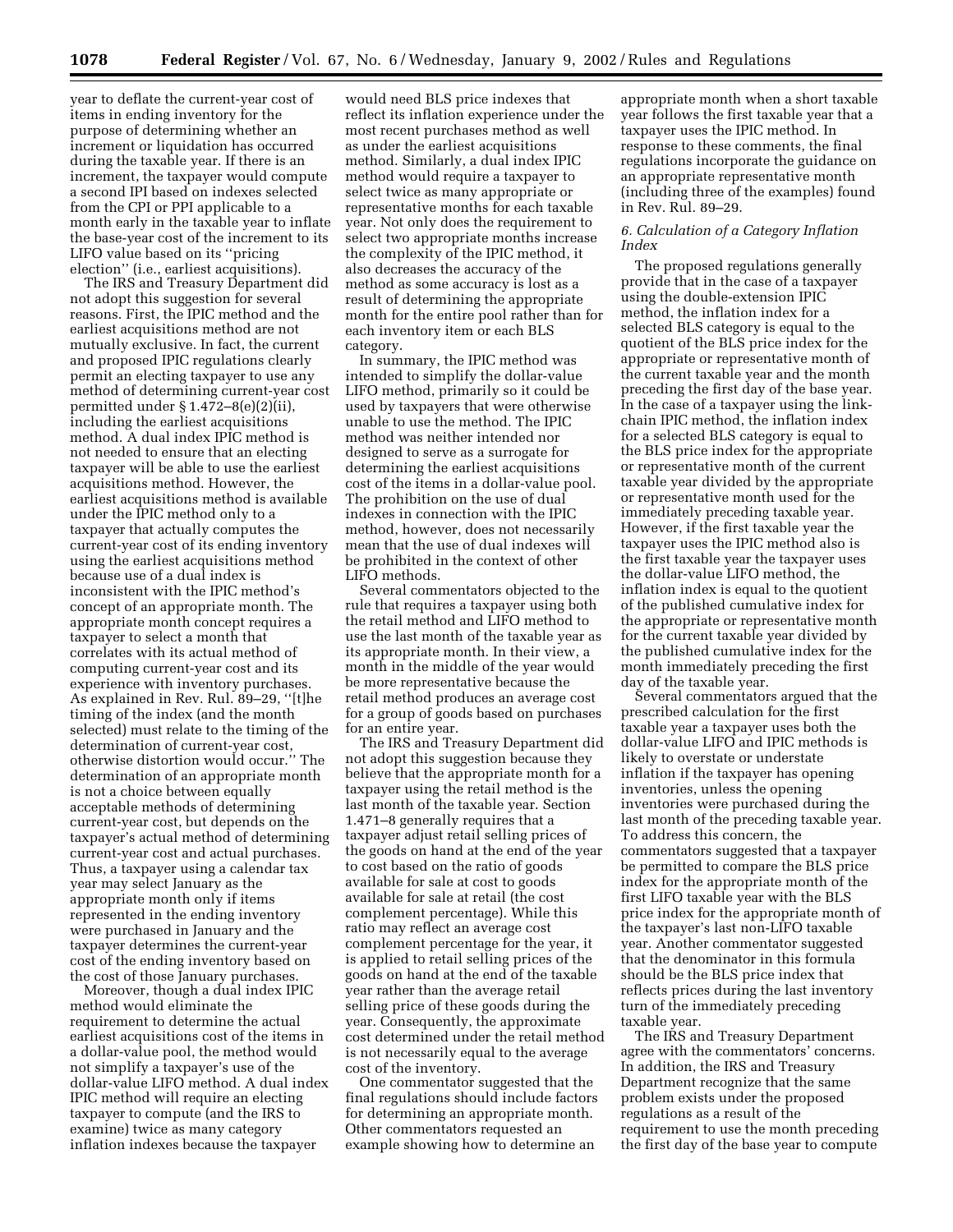year to deflate the current-year cost of items in ending inventory for the purpose of determining whether an increment or liquidation has occurred during the taxable year. If there is an increment, the taxpayer would compute a second IPI based on indexes selected from the CPI or PPI applicable to a month early in the taxable year to inflate the base-year cost of the increment to its LIFO value based on its ''pricing election'' (i.e., earliest acquisitions).

The IRS and Treasury Department did not adopt this suggestion for several reasons. First, the IPIC method and the earliest acquisitions method are not mutually exclusive. In fact, the current and proposed IPIC regulations clearly permit an electing taxpayer to use any method of determining current-year cost permitted under § 1.472–8(e)(2)(ii), including the earliest acquisitions method. A dual index IPIC method is not needed to ensure that an electing taxpayer will be able to use the earliest acquisitions method. However, the earliest acquisitions method is available under the IPIC method only to a taxpayer that actually computes the current-year cost of its ending inventory using the earliest acquisitions method because use of a dual index is inconsistent with the IPIC method's concept of an appropriate month. The appropriate month concept requires a taxpayer to select a month that correlates with its actual method of computing current-year cost and its experience with inventory purchases. As explained in Rev. Rul. 89–29, ''[t]he timing of the index (and the month selected) must relate to the timing of the determination of current-year cost, otherwise distortion would occur.'' The determination of an appropriate month is not a choice between equally acceptable methods of determining current-year cost, but depends on the taxpayer's actual method of determining current-year cost and actual purchases. Thus, a taxpayer using a calendar tax year may select January as the appropriate month only if items represented in the ending inventory were purchased in January and the taxpayer determines the current-year cost of the ending inventory based on the cost of those January purchases.

Moreover, though a dual index IPIC method would eliminate the requirement to determine the actual earliest acquisitions cost of the items in a dollar-value pool, the method would not simplify a taxpayer's use of the dollar-value LIFO method. A dual index IPIC method will require an electing taxpayer to compute (and the IRS to examine) twice as many category inflation indexes because the taxpayer would need BLS price indexes that reflect its inflation experience under the most recent purchases method as well as under the earliest acquisitions method. Similarly, a dual index IPIC method would require a taxpayer to select twice as many appropriate or representative months for each taxable year. Not only does the requirement to select two appropriate months increase the complexity of the IPIC method, it also decreases the accuracy of the method as some accuracy is lost as a result of determining the appropriate month for the entire pool rather than for each inventory item or each BLS category.

In summary, the IPIC method was intended to simplify the dollar-value LIFO method, primarily so it could be used by taxpayers that were otherwise unable to use the method. The IPIC method was neither intended nor designed to serve as a surrogate for determining the earliest acquisitions cost of the items in a dollar-value pool. The prohibition on the use of dual indexes in connection with the IPIC method, however, does not necessarily mean that the use of dual indexes will be prohibited in the context of other LIFO methods.

Several commentators objected to the rule that requires a taxpayer using both the retail method and LIFO method to use the last month of the taxable year as its appropriate month. In their view, a month in the middle of the year would be more representative because the retail method produces an average cost for a group of goods based on purchases for an entire year.

The IRS and Treasury Department did not adopt this suggestion because they believe that the appropriate month for a taxpayer using the retail method is the last month of the taxable year. Section 1.471–8 generally requires that a taxpayer adjust retail selling prices of the goods on hand at the end of the year to cost based on the ratio of goods available for sale at cost to goods available for sale at retail (the cost complement percentage). While this ratio may reflect an average cost complement percentage for the year, it is applied to retail selling prices of the goods on hand at the end of the taxable year rather than the average retail selling price of these goods during the year. Consequently, the approximate cost determined under the retail method is not necessarily equal to the average cost of the inventory.

One commentator suggested that the final regulations should include factors for determining an appropriate month. Other commentators requested an example showing how to determine an appropriate month when a short taxable year follows the first taxable year that a taxpayer uses the IPIC method. In response to these comments, the final regulations incorporate the guidance on an appropriate representative month (including three of the examples) found in Rev. Rul. 89–29.

### *6. Calculation of a Category Inflation Index*

The proposed regulations generally provide that in the case of a taxpayer using the double-extension IPIC method, the inflation index for a selected BLS category is equal to the quotient of the BLS price index for the appropriate or representative month of the current taxable year and the month preceding the first day of the base year. In the case of a taxpayer using the link-chain IPIC method, the inflation index for a selected BLS category is equal to the BLS price index for the appropriate or representative month of the current taxable year divided by the appropriate or representative month used for the immediately preceding taxable year. However, if the first taxable year the taxpayer uses the IPIC method also is the first taxable year the taxpayer uses the dollar-value LIFO method, the inflation index is equal to the quotient of the published cumulative index for the appropriate or representative month for the current taxable year divided by the published cumulative index for the month immediately preceding the first day of the taxable year.

Several commentators argued that the prescribed calculation for the first taxable year a taxpayer uses both the dollar-value LIFO and IPIC methods is likely to overstate or understate inflation if the taxpayer has opening inventories, unless the opening inventories were purchased during the last month of the preceding taxable year. To address this concern, the commentators suggested that a taxpayer be permitted to compare the BLS price index for the appropriate month of the first LIFO taxable year with the BLS price index for the appropriate month of the taxpayer's last non-LIFO taxable year. Another commentator suggested that the denominator in this formula should be the BLS price index that reflects prices during the last inventory turn of the immediately preceding taxable year.

The IRS and Treasury Department agree with the commentators' concerns. In addition, the IRS and Treasury Department recognize that the same problem exists under the proposed regulations as a result of the requirement to use the month preceding the first day of the base year to compute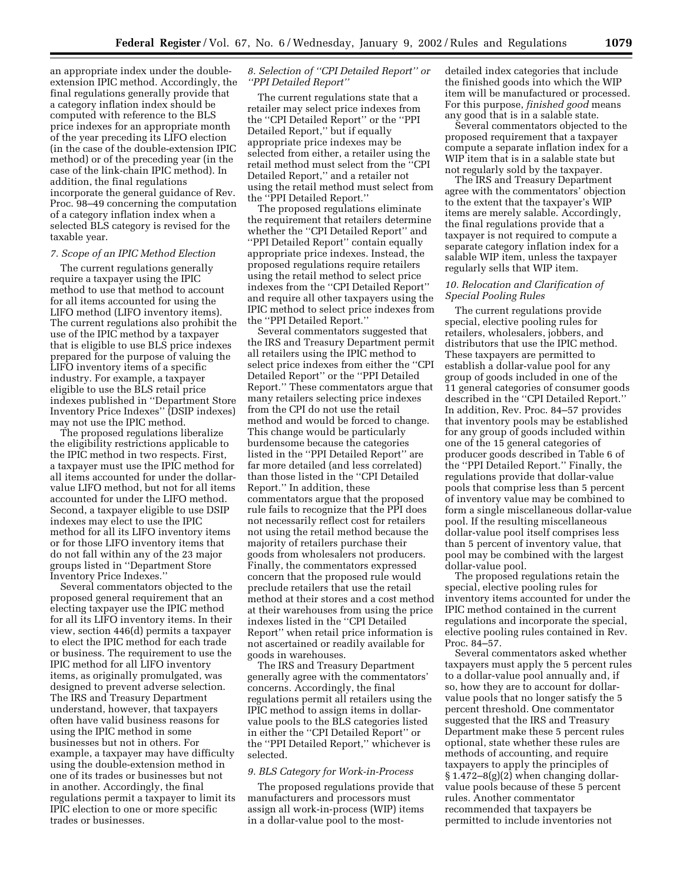an appropriate index under the double-extension IPIC method. Accordingly, the final regulations generally provide that a category inflation index should be computed with reference to the BLS price indexes for an appropriate month of the year preceding its LIFO election (in the case of the double-extension IPIC method) or of the preceding year (in the case of the link-chain IPIC method). In addition, the final regulations incorporate the general guidance of Rev. Proc. 98–49 concerning the computation of a category inflation index when a selected BLS category is revised for the taxable year.

### *7. Scope of an IPIC Method Election*

The current regulations generally require a taxpayer using the IPIC method to use that method to account for all items accounted for using the LIFO method (LIFO inventory items). The current regulations also prohibit the use of the IPIC method by a taxpayer that is eligible to use BLS price indexes prepared for the purpose of valuing the LIFO inventory items of a specific industry. For example, a taxpayer eligible to use the BLS retail price indexes published in ''Department Store Inventory Price Indexes'' (DSIP indexes) may not use the IPIC method.

The proposed regulations liberalize the eligibility restrictions applicable to the IPIC method in two respects. First, a taxpayer must use the IPIC method for all items accounted for under the dollar-value LIFO method, but not for all items accounted for under the LIFO method. Second, a taxpayer eligible to use DSIP indexes may elect to use the IPIC method for all its LIFO inventory items or for those LIFO inventory items that do not fall within any of the 23 major groups listed in ''Department Store Inventory Price Indexes.''

Several commentators objected to the proposed general requirement that an electing taxpayer use the IPIC method for all its LIFO inventory items. In their view, section 446(d) permits a taxpayer to elect the IPIC method for each trade or business. The requirement to use the IPIC method for all LIFO inventory items, as originally promulgated, was designed to prevent adverse selection. The IRS and Treasury Department understand, however, that taxpayers often have valid business reasons for using the IPIC method in some businesses but not in others. For example, a taxpayer may have difficulty using the double-extension method in one of its trades or businesses but not in another. Accordingly, the final regulations permit a taxpayer to limit its IPIC election to one or more specific trades or businesses.

### *8. Selection of ''CPI Detailed Report'' or ''PPI Detailed Report''*

The current regulations state that a retailer may select price indexes from the ''CPI Detailed Report'' or the ''PPI Detailed Report,'' but if equally appropriate price indexes may be selected from either, a retailer using the retail method must select from the ''CPI Detailed Report,'' and a retailer not using the retail method must select from the ''PPI Detailed Report.''

The proposed regulations eliminate the requirement that retailers determine whether the ''CPI Detailed Report'' and ''PPI Detailed Report'' contain equally appropriate price indexes. Instead, the proposed regulations require retailers using the retail method to select price indexes from the ''CPI Detailed Report'' and require all other taxpayers using the IPIC method to select price indexes from the ''PPI Detailed Report.''

Several commentators suggested that the IRS and Treasury Department permit all retailers using the IPIC method to select price indexes from either the ''CPI Detailed Report'' or the ''PPI Detailed Report.'' These commentators argue that many retailers selecting price indexes from the CPI do not use the retail method and would be forced to change. This change would be particularly burdensome because the categories listed in the ''PPI Detailed Report'' are far more detailed (and less correlated) than those listed in the ''CPI Detailed Report.'' In addition, these commentators argue that the proposed rule fails to recognize that the PPI does not necessarily reflect cost for retailers not using the retail method because the majority of retailers purchase their goods from wholesalers not producers. Finally, the commentators expressed concern that the proposed rule would preclude retailers that use the retail method at their stores and a cost method at their warehouses from using the price indexes listed in the ''CPI Detailed Report'' when retail price information is not ascertained or readily available for goods in warehouses.

The IRS and Treasury Department generally agree with the commentators' concerns. Accordingly, the final regulations permit all retailers using the IPIC method to assign items in dollar-value pools to the BLS categories listed in either the ''CPI Detailed Report'' or the ''PPI Detailed Report,'' whichever is selected.

### *9. BLS Category for Work-in-Process*

The proposed regulations provide that manufacturers and processors must assign all work-in-process (WIP) items in a dollar-value pool to the most-detailed index categories that include the finished goods into which the WIP item will be manufactured or processed. For this purpose, *finished good* means any good that is in a salable state.

Several commentators objected to the proposed requirement that a taxpayer compute a separate inflation index for a WIP item that is in a salable state but not regularly sold by the taxpayer.

The IRS and Treasury Department agree with the commentators' objection to the extent that the taxpayer's WIP items are merely salable. Accordingly, the final regulations provide that a taxpayer is not required to compute a separate category inflation index for a salable WIP item, unless the taxpayer regularly sells that WIP item.

### *10. Relocation and Clarification of Special Pooling Rules*

The current regulations provide special, elective pooling rules for retailers, wholesalers, jobbers, and distributors that use the IPIC method. These taxpayers are permitted to establish a dollar-value pool for any group of goods included in one of the 11 general categories of consumer goods described in the ''CPI Detailed Report.'' In addition, Rev. Proc. 84–57 provides that inventory pools may be established for any group of goods included within one of the 15 general categories of producer goods described in Table 6 of the ''PPI Detailed Report.'' Finally, the regulations provide that dollar-value pools that comprise less than 5 percent of inventory value may be combined to form a single miscellaneous dollar-value pool. If the resulting miscellaneous dollar-value pool itself comprises less than 5 percent of inventory value, that pool may be combined with the largest dollar-value pool.

The proposed regulations retain the special, elective pooling rules for inventory items accounted for under the IPIC method contained in the current regulations and incorporate the special, elective pooling rules contained in Rev. Proc. 84–57.

Several commentators asked whether taxpayers must apply the 5 percent rules to a dollar-value pool annually and, if so, how they are to account for dollar-value pools that no longer satisfy the 5 percent threshold. One commentator suggested that the IRS and Treasury Department make these 5 percent rules optional, state whether these rules are methods of accounting, and require taxpayers to apply the principles of § 1.472–8(g)(2) when changing dollar-value pools because of these 5 percent rules. Another commentator recommended that taxpayers be permitted to include inventories not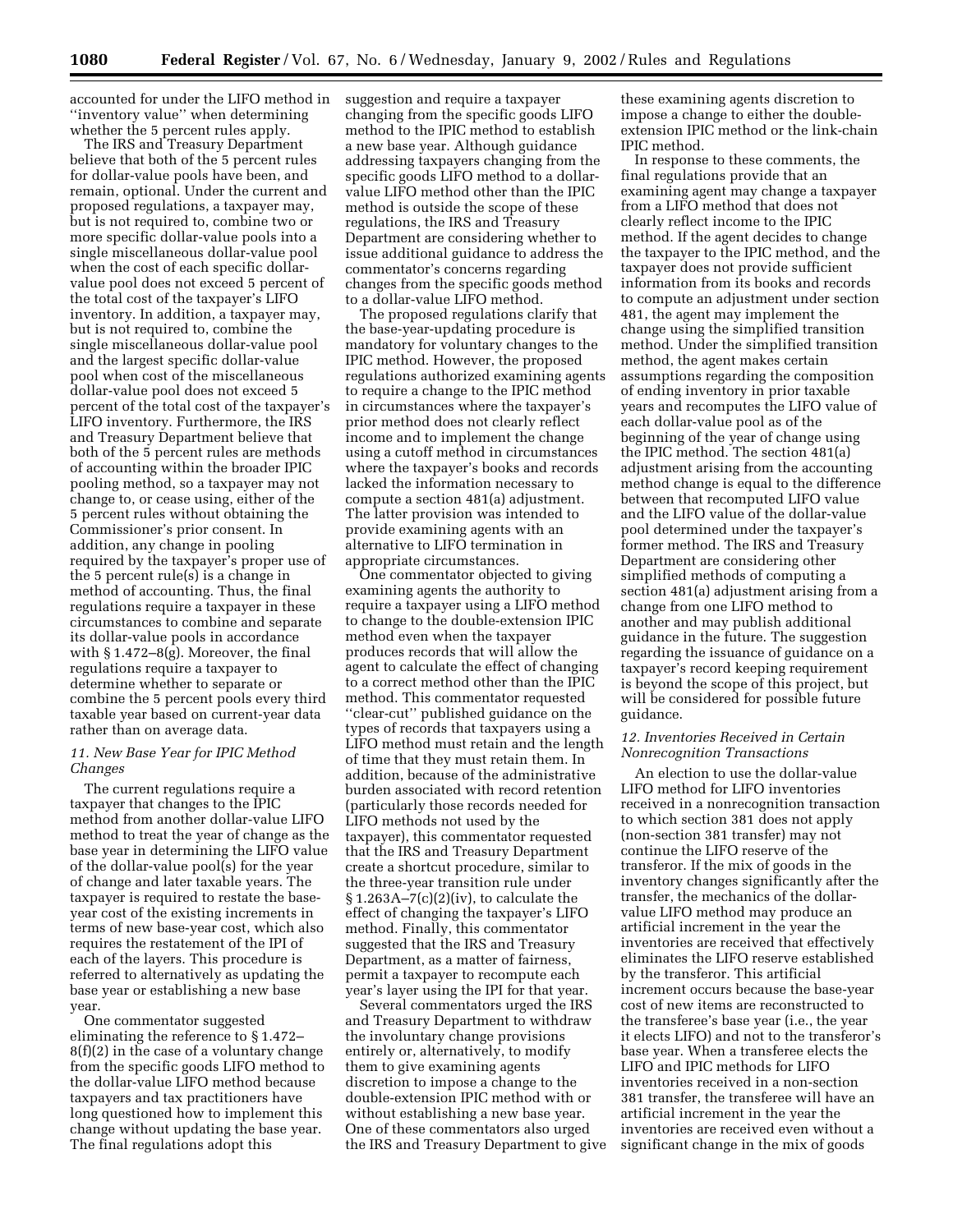accounted for under the LIFO method in ''inventory value'' when determining whether the 5 percent rules apply.

The IRS and Treasury Department believe that both of the 5 percent rules for dollar-value pools have been, and remain, optional. Under the current and proposed regulations, a taxpayer may, but is not required to, combine two or more specific dollar-value pools into a single miscellaneous dollar-value pool when the cost of each specific dollar-value pool does not exceed 5 percent of the total cost of the taxpayer's LIFO inventory. In addition, a taxpayer may, but is not required to, combine the single miscellaneous dollar-value pool and the largest specific dollar-value pool when cost of the miscellaneous dollar-value pool does not exceed 5 percent of the total cost of the taxpayer's LIFO inventory. Furthermore, the IRS and Treasury Department believe that both of the 5 percent rules are methods of accounting within the broader IPIC pooling method, so a taxpayer may not change to, or cease using, either of the 5 percent rules without obtaining the Commissioner's prior consent. In addition, any change in pooling required by the taxpayer's proper use of the 5 percent rule(s) is a change in method of accounting. Thus, the final regulations require a taxpayer in these circumstances to combine and separate its dollar-value pools in accordance with § 1.472–8(g). Moreover, the final regulations require a taxpayer to determine whether to separate or combine the 5 percent pools every third taxable year based on current-year data rather than on average data.

### *11. New Base Year for IPIC Method Changes*

The current regulations require a taxpayer that changes to the IPIC method from another dollar-value LIFO method to treat the year of change as the base year in determining the LIFO value of the dollar-value pool(s) for the year of change and later taxable years. The taxpayer is required to restate the base-year cost of the existing increments in terms of new base-year cost, which also requires the restatement of the IPI of each of the layers. This procedure is referred to alternatively as updating the base year or establishing a new base year.

One commentator suggested eliminating the reference to § 1.472–8(f)(2) in the case of a voluntary change from the specific goods LIFO method to the dollar-value LIFO method because taxpayers and tax practitioners have long questioned how to implement this change without updating the base year. The final regulations adopt this suggestion and require a taxpayer changing from the specific goods LIFO method to the IPIC method to establish a new base year. Although guidance addressing taxpayers changing from the specific goods LIFO method to a dollar-value LIFO method other than the IPIC method is outside the scope of these regulations, the IRS and Treasury Department are considering whether to issue additional guidance to address the commentator's concerns regarding changes from the specific goods method to a dollar-value LIFO method.

The proposed regulations clarify that the base-year-updating procedure is mandatory for voluntary changes to the IPIC method. However, the proposed regulations authorized examining agents to require a change to the IPIC method in circumstances where the taxpayer's prior method does not clearly reflect income and to implement the change using a cutoff method in circumstances where the taxpayer's books and records lacked the information necessary to compute a section 481(a) adjustment. The latter provision was intended to provide examining agents with an alternative to LIFO termination in appropriate circumstances.

One commentator objected to giving examining agents the authority to require a taxpayer using a LIFO method to change to the double-extension IPIC method even when the taxpayer produces records that will allow the agent to calculate the effect of changing to a correct method other than the IPIC method. This commentator requested ''clear-cut'' published guidance on the types of records that taxpayers using a LIFO method must retain and the length of time that they must retain them. In addition, because of the administrative burden associated with record retention (particularly those records needed for LIFO methods not used by the taxpayer), this commentator requested that the IRS and Treasury Department create a shortcut procedure, similar to the three-year transition rule under § 1.263A–7(c)(2)(iv), to calculate the effect of changing the taxpayer's LIFO method. Finally, this commentator suggested that the IRS and Treasury Department, as a matter of fairness, permit a taxpayer to recompute each year's layer using the IPI for that year.

Several commentators urged the IRS and Treasury Department to withdraw the involuntary change provisions entirely or, alternatively, to modify them to give examining agents discretion to impose a change to the double-extension IPIC method with or without establishing a new base year. One of these commentators also urged the IRS and Treasury Department to give these examining agents discretion to impose a change to either the double-extension IPIC method or the link-chain IPIC method.

In response to these comments, the final regulations provide that an examining agent may change a taxpayer from a LIFO method that does not clearly reflect income to the IPIC method. If the agent decides to change the taxpayer to the IPIC method, and the taxpayer does not provide sufficient information from its books and records to compute an adjustment under section 481, the agent may implement the change using the simplified transition method. Under the simplified transition method, the agent makes certain assumptions regarding the composition of ending inventory in prior taxable years and recomputes the LIFO value of each dollar-value pool as of the beginning of the year of change using the IPIC method. The section 481(a) adjustment arising from the accounting method change is equal to the difference between that recomputed LIFO value and the LIFO value of the dollar-value pool determined under the taxpayer's former method. The IRS and Treasury Department are considering other simplified methods of computing a section 481(a) adjustment arising from a change from one LIFO method to another and may publish additional guidance in the future. The suggestion regarding the issuance of guidance on a taxpayer's record keeping requirement is beyond the scope of this project, but will be considered for possible future guidance.

### *12. Inventories Received in Certain Nonrecognition Transactions*

An election to use the dollar-value LIFO method for LIFO inventories received in a nonrecognition transaction to which section 381 does not apply (non-section 381 transfer) may not continue the LIFO reserve of the transferor. If the mix of goods in the inventory changes significantly after the transfer, the mechanics of the dollar-value LIFO method may produce an artificial increment in the year the inventories are received that effectively eliminates the LIFO reserve established by the transferor. This artificial increment occurs because the base-year cost of new items are reconstructed to the transferee's base year (i.e., the year it elects LIFO) and not to the transferor's base year. When a transferee elects the LIFO and IPIC methods for LIFO inventories received in a non-section 381 transfer, the transferee will have an artificial increment in the year the inventories are received even without a significant change in the mix of goods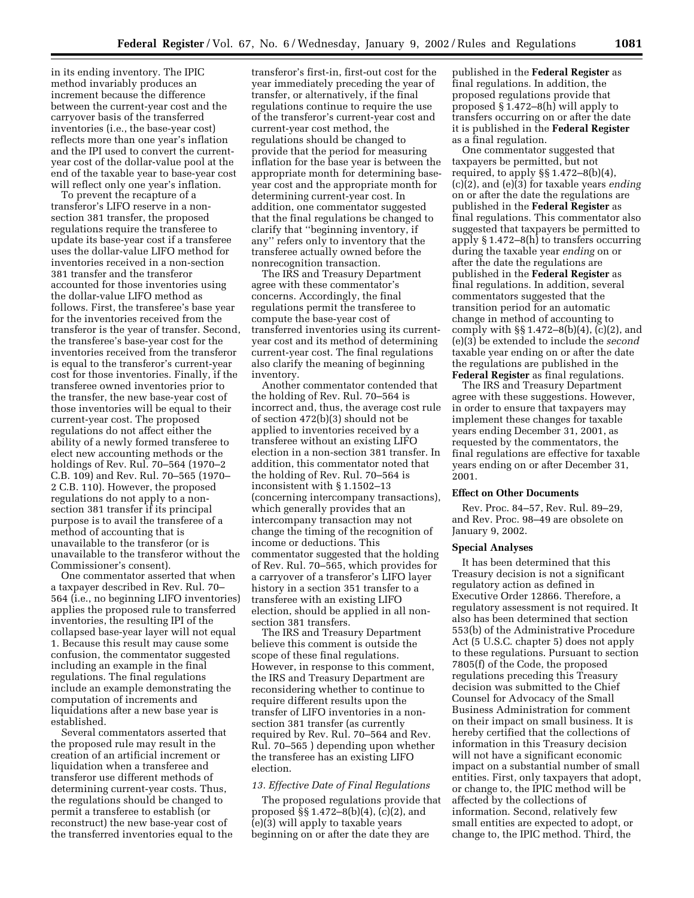in its ending inventory. The IPIC method invariably produces an increment because the difference between the current-year cost and the carryover basis of the transferred inventories (i.e., the base-year cost) reflects more than one year's inflation and the IPI used to convert the current-year cost of the dollar-value pool at the end of the taxable year to base-year cost will reflect only one year's inflation.

To prevent the recapture of a transferor's LIFO reserve in a non-section 381 transfer, the proposed regulations require the transferee to update its base-year cost if a transferee uses the dollar-value LIFO method for inventories received in a non-section 381 transfer and the transferor accounted for those inventories using the dollar-value LIFO method as follows. First, the transferee's base year for the inventories received from the transferor is the year of transfer. Second, the transferee's base-year cost for the inventories received from the transferor is equal to the transferor's current-year cost for those inventories. Finally, if the transferee owned inventories prior to the transfer, the new base-year cost of those inventories will be equal to their current-year cost. The proposed regulations do not affect either the ability of a newly formed transferee to elect new accounting methods or the holdings of Rev. Rul. 70–564 (1970–2 C.B. 109) and Rev. Rul. 70–565 (1970–2 C.B. 110). However, the proposed regulations do not apply to a non-section 381 transfer if its principal purpose is to avail the transferee of a method of accounting that is unavailable to the transferor (or is unavailable to the transferor without the Commissioner's consent).

One commentator asserted that when a taxpayer described in Rev. Rul. 70–564 (i.e., no beginning LIFO inventories) applies the proposed rule to transferred inventories, the resulting IPI of the collapsed base-year layer will not equal 1. Because this result may cause some confusion, the commentator suggested including an example in the final regulations. The final regulations include an example demonstrating the computation of increments and liquidations after a new base year is established.

Several commentators asserted that the proposed rule may result in the creation of an artificial increment or liquidation when a transferee and transferor use different methods of determining current-year costs. Thus, the regulations should be changed to permit a transferee to establish (or reconstruct) the new base-year cost of the transferred inventories equal to the transferor's first-in, first-out cost for the year immediately preceding the year of transfer, or alternatively, if the final regulations continue to require the use of the transferor's current-year cost and current-year cost method, the regulations should be changed to provide that the period for measuring inflation for the base year is between the appropriate month for determining base-year cost and the appropriate month for determining current-year cost. In addition, one commentator suggested that the final regulations be changed to clarify that "beginning inventory, if any" refers only to inventory that the transferee actually owned before the nonrecognition transaction.

The IRS and Treasury Department agree with these commentator's concerns. Accordingly, the final regulations permit the transferee to compute the base-year cost of transferred inventories using its current-year cost and its method of determining current-year cost. The final regulations also clarify the meaning of beginning inventory.

Another commentator contended that the holding of Rev. Rul. 70–564 is incorrect and, thus, the average cost rule of section 472(b)(3) should not be applied to inventories received by a transferee without an existing LIFO election in a non-section 381 transfer. In addition, this commentator noted that the holding of Rev. Rul. 70–564 is inconsistent with § 1.1502–13 (concerning intercompany transactions), which generally provides that an intercompany transaction may not change the timing of the recognition of income or deductions. This commentator suggested that the holding of Rev. Rul. 70–565, which provides for a carryover of a transferor's LIFO layer history in a section 351 transfer to a transferee with an existing LIFO election, should be applied in all non-section 381 transfers.

The IRS and Treasury Department believe this comment is outside the scope of these final regulations. However, in response to this comment, the IRS and Treasury Department are reconsidering whether to continue to require different results upon the transfer of LIFO inventories in a non-section 381 transfer (as currently required by Rev. Rul. 70–564 and Rev. Rul. 70–565 ) depending upon whether the transferee has an existing LIFO election.

*13. Effective Date of Final Regulations*

The proposed regulations provide that proposed §§ 1.472–8(b)(4), (c)(2), and (e)(3) will apply to taxable years beginning on or after the date they are published in the **Federal Register** as final regulations. In addition, the proposed regulations provide that proposed § 1.472–8(h) will apply to transfers occurring on or after the date it is published in the **Federal Register** as a final regulation.

One commentator suggested that taxpayers be permitted, but not required, to apply §§ 1.472–8(b)(4), (c)(2), and (e)(3) for taxable years *ending* on or after the date the regulations are published in the **Federal Register** as final regulations. This commentator also suggested that taxpayers be permitted to apply § 1.472–8(h) to transfers occurring during the taxable year *ending* on or after the date the regulations are published in the **Federal Register** as final regulations. In addition, several commentators suggested that the transition period for an automatic change in method of accounting to comply with §§ 1.472–8(b)(4), (c)(2), and (e)(3) be extended to include the *second* taxable year ending on or after the date the regulations are published in the **Federal Register** as final regulations.

The IRS and Treasury Department agree with these suggestions. However, in order to ensure that taxpayers may implement these changes for taxable years ending December 31, 2001, as requested by the commentators, the final regulations are effective for taxable years ending on or after December 31, 2001.

**Effect on Other Documents**

Rev. Proc. 84–57, Rev. Rul. 89–29, and Rev. Proc. 98–49 are obsolete on January 9, 2002.

**Special Analyses**

It has been determined that this Treasury decision is not a significant regulatory action as defined in Executive Order 12866. Therefore, a regulatory assessment is not required. It also has been determined that section 553(b) of the Administrative Procedure Act (5 U.S.C. chapter 5) does not apply to these regulations. Pursuant to section 7805(f) of the Code, the proposed regulations preceding this Treasury decision was submitted to the Chief Counsel for Advocacy of the Small Business Administration for comment on their impact on small business. It is hereby certified that the collections of information in this Treasury decision will not have a significant economic impact on a substantial number of small entities. First, only taxpayers that adopt, or change to, the IPIC method will be affected by the collections of information. Second, relatively few small entities are expected to adopt, or change to, the IPIC method. Third, the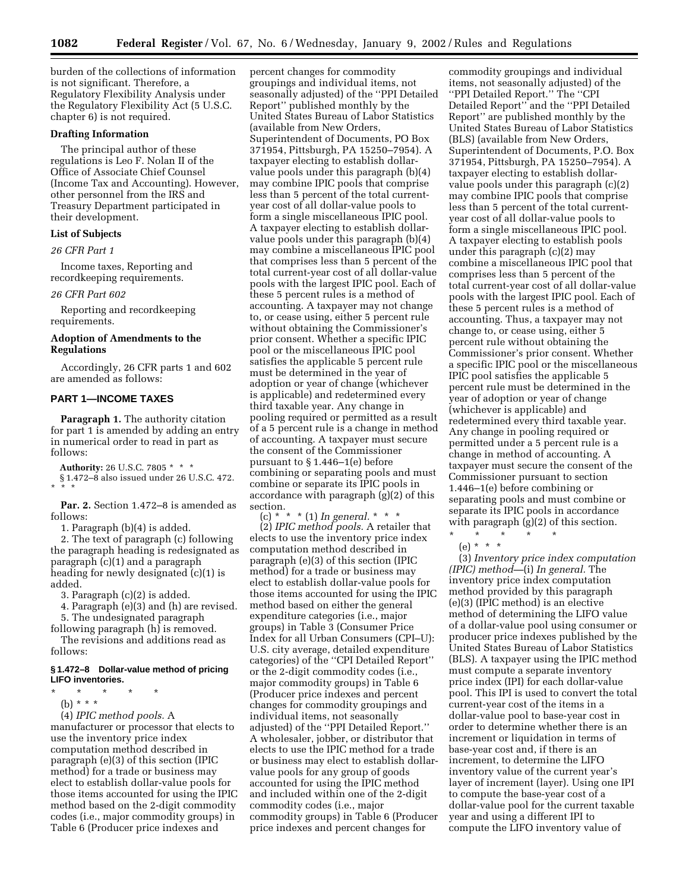burden of the collections of information is not significant. Therefore, a Regulatory Flexibility Analysis under the Regulatory Flexibility Act (5 U.S.C. chapter 6) is not required.

**Drafting Information**

The principal author of these regulations is Leo F. Nolan II of the Office of Associate Chief Counsel (Income Tax and Accounting). However, other personnel from the IRS and Treasury Department participated in their development.

**List of Subjects**

*26 CFR Part 1*

Income taxes, Reporting and recordkeeping requirements.

*26 CFR Part 602*

Reporting and recordkeeping requirements.

**Adoption of Amendments to the Regulations**

Accordingly, 26 CFR parts 1 and 602 are amended as follows:

## PART 1—INCOME TAXES

**Paragraph 1.** The authority citation for part 1 is amended by adding an entry in numerical order to read in part as follows:

**Authority:** 26 U.S.C. 7805 * * *

§ 1.472–8 also issued under 26 U.S.C. 472. * * *

**Par. 2.** Section 1.472–8 is amended as follows:

1. Paragraph (b)(4) is added.

2. The text of paragraph (c) following the paragraph heading is redesignated as paragraph (c)(1) and a paragraph heading for newly designated (c)(1) is added.

3. Paragraph (c)(2) is added.

4. Paragraph (e)(3) and (h) are revised.

5. The undesignated paragraph following paragraph (h) is removed.

The revisions and additions read as follows:

### § 1.472–8 Dollar-value method of pricing LIFO inventories.

\* \* \* \* \*

(b) * * *

(4) *IPIC method pools.* A manufacturer or processor that elects to use the inventory price index computation method described in paragraph (e)(3) of this section (IPIC method) for a trade or business may elect to establish dollar-value pools for those items accounted for using the IPIC method based on the 2-digit commodity codes (i.e., major commodity groups) in Table 6 (Producer price indexes and percent changes for commodity groupings and individual items, not seasonally adjusted) of the ''PPI Detailed Report'' published monthly by the United States Bureau of Labor Statistics (available from New Orders, Superintendent of Documents, PO Box 371954, Pittsburgh, PA 15250–7954). A taxpayer electing to establish dollar-value pools under this paragraph (b)(4) may combine IPIC pools that comprise less than 5 percent of the total current-year cost of all dollar-value pools to form a single miscellaneous IPIC pool. A taxpayer electing to establish dollar-value pools under this paragraph (b)(4) may combine a miscellaneous IPIC pool that comprises less than 5 percent of the total current-year cost of all dollar-value pools with the largest IPIC pool. Each of these 5 percent rules is a method of accounting. A taxpayer may not change to, or cease using, either 5 percent rule without obtaining the Commissioner's prior consent. Whether a specific IPIC pool or the miscellaneous IPIC pool satisfies the applicable 5 percent rule must be determined in the year of adoption or year of change (whichever is applicable) and redetermined every third taxable year. Any change in pooling required or permitted as a result of a 5 percent rule is a change in method of accounting. A taxpayer must secure the consent of the Commissioner pursuant to § 1.446–1(e) before combining or separating pools and must combine or separate its IPIC pools in accordance with paragraph (g)(2) of this section.

(c) * * * (1) *In general.* * * *

(2) *IPIC method pools.* A retailer that elects to use the inventory price index computation method described in paragraph (e)(3) of this section (IPIC method) for a trade or business may elect to establish dollar-value pools for those items accounted for using the IPIC method based on either the general expenditure categories (i.e., major groups) in Table 3 (Consumer Price Index for all Urban Consumers (CPI–U): U.S. city average, detailed expenditure categories) of the ''CPI Detailed Report'' or the 2-digit commodity codes (i.e., major commodity groups) in Table 6 (Producer price indexes and percent changes for commodity groupings and individual items, not seasonally adjusted) of the ''PPI Detailed Report.'' A wholesaler, jobber, or distributor that elects to use the IPIC method for a trade or business may elect to establish dollar-value pools for any group of goods accounted for using the IPIC method and included within one of the 2-digit commodity codes (i.e., major commodity groups) in Table 6 (Producer price indexes and percent changes for commodity groupings and individual items, not seasonally adjusted) of the ''PPI Detailed Report.'' The ''CPI Detailed Report'' and the ''PPI Detailed Report'' are published monthly by the United States Bureau of Labor Statistics (BLS) (available from New Orders, Superintendent of Documents, P.O. Box 371954, Pittsburgh, PA 15250–7954). A taxpayer electing to establish dollar-value pools under this paragraph (c)(2) may combine IPIC pools that comprise less than 5 percent of the total current-year cost of all dollar-value pools to form a single miscellaneous IPIC pool. A taxpayer electing to establish pools under this paragraph (c)(2) may combine a miscellaneous IPIC pool that comprises less than 5 percent of the total current-year cost of all dollar-value pools with the largest IPIC pool. Each of these 5 percent rules is a method of accounting. Thus, a taxpayer may not change to, or cease using, either 5 percent rule without obtaining the Commissioner's prior consent. Whether a specific IPIC pool or the miscellaneous IPIC pool satisfies the applicable 5 percent rule must be determined in the year of adoption or year of change (whichever is applicable) and redetermined every third taxable year. Any change in pooling required or permitted under a 5 percent rule is a change in method of accounting. A taxpayer must secure the consent of the Commissioner pursuant to section 1.446–1(e) before combining or separating pools and must combine or separate its IPIC pools in accordance with paragraph (g)(2) of this section.

\* \* \* \* \*

(e) * * *

(3) *Inventory price index computation (IPIC) method*—(i) *In general.* The inventory price index computation method provided by this paragraph (e)(3) (IPIC method) is an elective method of determining the LIFO value of a dollar-value pool using consumer or producer price indexes published by the United States Bureau of Labor Statistics (BLS). A taxpayer using the IPIC method must compute a separate inventory price index (IPI) for each dollar-value pool. This IPI is used to convert the total current-year cost of the items in a dollar-value pool to base-year cost in order to determine whether there is an increment or liquidation in terms of base-year cost and, if there is an increment, to determine the LIFO inventory value of the current year's layer of increment (layer). Using one IPI to compute the base-year cost of a dollar-value pool for the current taxable year and using a different IPI to compute the LIFO inventory value of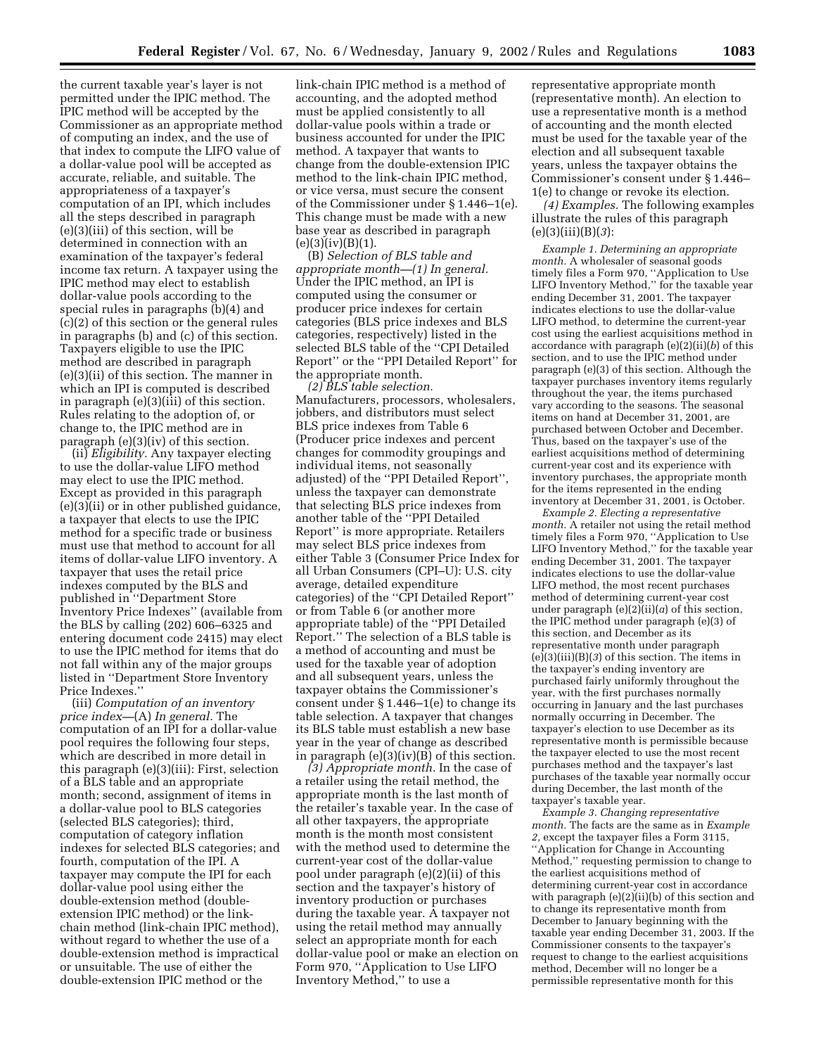the current taxable year's layer is not permitted under the IPIC method. The IPIC method will be accepted by the Commissioner as an appropriate method of computing an index, and the use of that index to compute the LIFO value of a dollar-value pool will be accepted as accurate, reliable, and suitable. The appropriateness of a taxpayer's computation of an IPI, which includes all the steps described in paragraph (e)(3)(iii) of this section, will be determined in connection with an examination of the taxpayer's federal income tax return. A taxpayer using the IPIC method may elect to establish dollar-value pools according to the special rules in paragraphs (b)(4) and (c)(2) of this section or the general rules in paragraphs (b) and (c) of this section. Taxpayers eligible to use the IPIC method are described in paragraph (e)(3)(ii) of this section. The manner in which an IPI is computed is described in paragraph (e)(3)(iii) of this section. Rules relating to the adoption of, or change to, the IPIC method are in paragraph (e)(3)(iv) of this section.

(ii) *Eligibility.* Any taxpayer electing to use the dollar-value LIFO method may elect to use the IPIC method. Except as provided in this paragraph (e)(3)(ii) or in other published guidance, a taxpayer that elects to use the IPIC method for a specific trade or business must use that method to account for all items of dollar-value LIFO inventory. A taxpayer that uses the retail price indexes computed by the BLS and published in ''Department Store Inventory Price Indexes'' (available from the BLS by calling (202) 606–6325 and entering document code 2415) may elect to use the IPIC method for items that do not fall within any of the major groups listed in ''Department Store Inventory Price Indexes.''

(iii) *Computation of an inventory price index*—(A) *In general.* The computation of an IPI for a dollar-value pool requires the following four steps, which are described in more detail in this paragraph (e)(3)(iii): First, selection of a BLS table and an appropriate month; second, assignment of items in a dollar-value pool to BLS categories (selected BLS categories); third, computation of category inflation indexes for selected BLS categories; and fourth, computation of the IPI. A taxpayer may compute the IPI for each dollar-value pool using either the double-extension method (double-extension IPIC method) or the link-chain method (link-chain IPIC method), without regard to whether the use of a double-extension method is impractical or unsuitable. The use of either the double-extension IPIC method or the link-chain IPIC method is a method of accounting, and the adopted method must be applied consistently to all dollar-value pools within a trade or business accounted for under the IPIC method. A taxpayer that wants to change from the double-extension IPIC method to the link-chain IPIC method, or vice versa, must secure the consent of the Commissioner under § 1.446–1(e). This change must be made with a new base year as described in paragraph (e)(3)(iv)(B)(*1*).

(B) *Selection of BLS table and appropriate month*—(*1*) *In general.* Under the IPIC method, an IPI is computed using the consumer or producer price indexes for certain categories (BLS price indexes and BLS categories, respectively) listed in the selected BLS table of the ''CPI Detailed Report'' or the ''PPI Detailed Report'' for the appropriate month.

(*2*) *BLS table selection.* Manufacturers, processors, wholesalers, jobbers, and distributors must select BLS price indexes from Table 6 (Producer price indexes and percent changes for commodity groupings and individual items, not seasonally adjusted) of the ''PPI Detailed Report'', unless the taxpayer can demonstrate that selecting BLS price indexes from another table of the ''PPI Detailed Report'' is more appropriate. Retailers may select BLS price indexes from either Table 3 (Consumer Price Index for all Urban Consumers (CPI–U): U.S. city average, detailed expenditure categories) of the ''CPI Detailed Report'' or from Table 6 (or another more appropriate table) of the ''PPI Detailed Report.'' The selection of a BLS table is a method of accounting and must be used for the taxable year of adoption and all subsequent years, unless the taxpayer obtains the Commissioner's consent under § 1.446–1(e) to change its table selection. A taxpayer that changes its BLS table must establish a new base year in the year of change as described in paragraph (e)(3)(iv)(B) of this section.

(*3*) *Appropriate month.* In the case of a retailer using the retail method, the appropriate month is the last month of the retailer's taxable year. In the case of all other taxpayers, the appropriate month is the month most consistent with the method used to determine the current-year cost of the dollar-value pool under paragraph (e)(2)(ii) of this section and the taxpayer's history of inventory production or purchases during the taxable year. A taxpayer not using the retail method may annually select an appropriate month for each dollar-value pool or make an election on Form 970, ''Application to Use LIFO Inventory Method,'' to use a representative appropriate month (representative month). An election to use a representative month is a method of accounting and the month elected must be used for the taxable year of the election and all subsequent taxable years, unless the taxpayer obtains the Commissioner's consent under § 1.446–1(e) to change or revoke its election.

(*4*) *Examples.* The following examples illustrate the rules of this paragraph (e)(3)(iii)(B)(*3*):

*Example 1. Determining an appropriate month.* A wholesaler of seasonal goods timely files a Form 970, ''Application to Use LIFO Inventory Method,'' for the taxable year ending December 31, 2001. The taxpayer indicates elections to use the dollar-value LIFO method, to determine the current-year cost using the earliest acquisitions method in accordance with paragraph (e)(2)(ii)(*b*) of this section, and to use the IPIC method under paragraph (e)(3) of this section. Although the taxpayer purchases inventory items regularly throughout the year, the items purchased vary according to the seasons. The seasonal items on hand at December 31, 2001, are purchased between October and December. Thus, based on the taxpayer's use of the earliest acquisitions method of determining current-year cost and its experience with inventory purchases, the appropriate month for the items represented in the ending inventory at December 31, 2001, is October.

*Example 2. Electing a representative month.* A retailer not using the retail method timely files a Form 970, ''Application to Use LIFO Inventory Method,'' for the taxable year ending December 31, 2001. The taxpayer indicates elections to use the dollar-value LIFO method, the most recent purchases method of determining current-year cost under paragraph (e)(2)(ii)(*a*) of this section, the IPIC method under paragraph (e)(3) of this section, and December as its representative month under paragraph (e)(3)(iii)(B)(*3*) of this section. The items in the taxpayer's ending inventory are purchased fairly uniformly throughout the year, with the first purchases normally occurring in January and the last purchases normally occurring in December. The taxpayer's election to use December as its representative month is permissible because the taxpayer elected to use the most recent purchases method and the taxpayer's last purchases of the taxable year normally occur during December, the last month of the taxpayer's taxable year.

*Example 3. Changing representative month.* The facts are the same as in *Example 2,* except the taxpayer files a Form 3115, ''Application for Change in Accounting Method,'' requesting permission to change to the earliest acquisitions method of determining current-year cost in accordance with paragraph (e)(2)(ii)(b) of this section and to change its representative month from December to January beginning with the taxable year ending December 31, 2003. If the Commissioner consents to the taxpayer's request to change to the earliest acquisitions method, December will no longer be a permissible representative month for this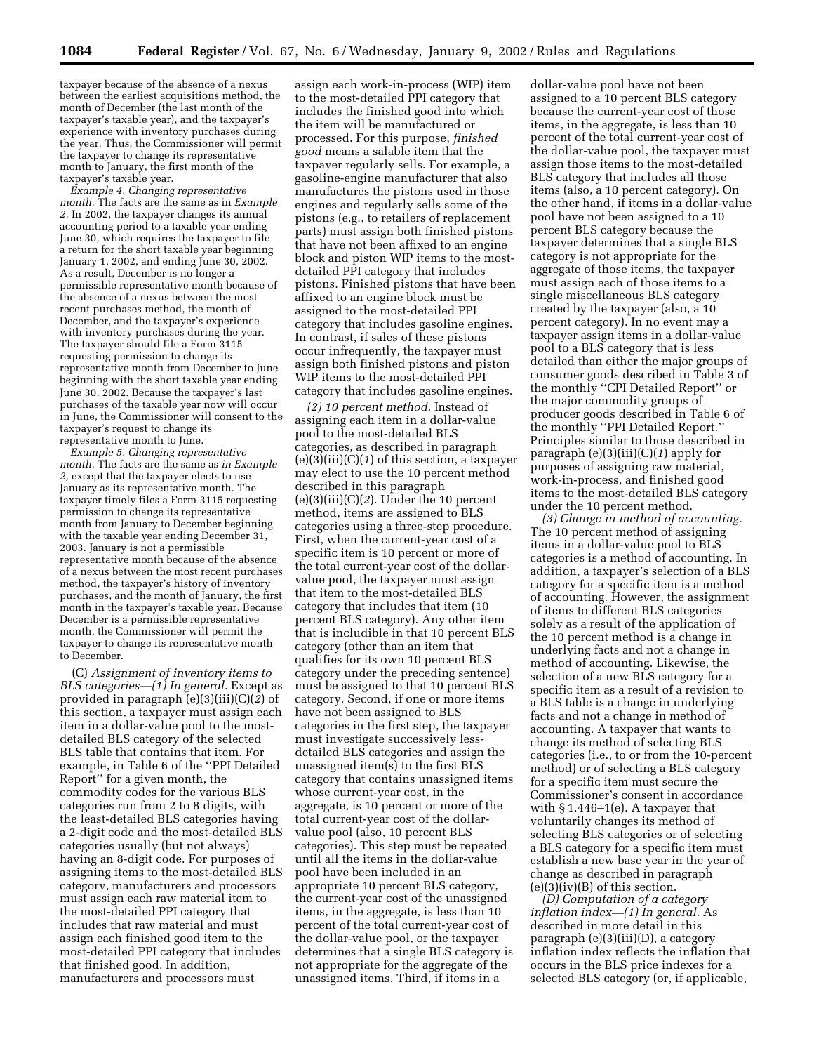taxpayer because of the absence of a nexus between the earliest acquisitions method, the month of December (the last month of the taxpayer's taxable year), and the taxpayer's experience with inventory purchases during the year. Thus, the Commissioner will permit the taxpayer to change its representative month to January, the first month of the taxpayer's taxable year.

*Example 4. Changing representative month.* The facts are the same as in *Example 2.* In 2002, the taxpayer changes its annual accounting period to a taxable year ending June 30, which requires the taxpayer to file a return for the short taxable year beginning January 1, 2002, and ending June 30, 2002. As a result, December is no longer a permissible representative month because of the absence of a nexus between the most recent purchases method, the month of December, and the taxpayer's experience with inventory purchases during the year. The taxpayer should file a Form 3115 requesting permission to change its representative month from December to June beginning with the short taxable year ending June 30, 2002. Because the taxpayer's last purchases of the taxable year now will occur in June, the Commissioner will consent to the taxpayer's request to change its representative month to June.

*Example 5. Changing representative month.* The facts are the same as *in Example 2,* except that the taxpayer elects to use January as its representative month. The taxpayer timely files a Form 3115 requesting permission to change its representative month from January to December beginning with the taxable year ending December 31, 2003. January is not a permissible representative month because of the absence of a nexus between the most recent purchases method, the taxpayer's history of inventory purchases, and the month of January, the first month in the taxpayer's taxable year. Because December is a permissible representative month, the Commissioner will permit the taxpayer to change its representative month to December.

(C) *Assignment of inventory items to BLS categories—(1) In general.* Except as provided in paragraph (e)(3)(iii)(C)(*2*) of this section, a taxpayer must assign each item in a dollar-value pool to the most-detailed BLS category of the selected BLS table that contains that item. For example, in Table 6 of the "PPI Detailed Report" for a given month, the commodity codes for the various BLS categories run from 2 to 8 digits, with the least-detailed BLS categories having a 2-digit code and the most-detailed BLS categories usually (but not always) having an 8-digit code. For purposes of assigning items to the most-detailed BLS category, manufacturers and processors must assign each raw material item to the most-detailed PPI category that includes that raw material and must assign each finished good item to the most-detailed PPI category that includes that finished good. In addition, manufacturers and processors must assign each work-in-process (WIP) item to the most-detailed PPI category that includes the finished good into which the item will be manufactured or processed. For this purpose, *finished good* means a salable item that the taxpayer regularly sells. For example, a gasoline-engine manufacturer that also manufactures the pistons used in those engines and regularly sells some of the pistons (e.g., to retailers of replacement parts) must assign both finished pistons that have not been affixed to an engine block and piston WIP items to the most-detailed PPI category that includes pistons. Finished pistons that have been affixed to an engine block must be assigned to the most-detailed PPI category that includes gasoline engines. In contrast, if sales of these pistons occur infrequently, the taxpayer must assign both finished pistons and piston WIP items to the most-detailed PPI category that includes gasoline engines.

*(2) 10 percent method.* Instead of assigning each item in a dollar-value pool to the most-detailed BLS categories, as described in paragraph (e)(3)(iii)(C)(*1*) of this section, a taxpayer may elect to use the 10 percent method described in this paragraph (e)(3)(iii)(C)(*2*). Under the 10 percent method, items are assigned to BLS categories using a three-step procedure. First, when the current-year cost of a specific item is 10 percent or more of the total current-year cost of the dollar-value pool, the taxpayer must assign that item to the most-detailed BLS category that includes that item (10 percent BLS category). Any other item that is includible in that 10 percent BLS category (other than an item that qualifies for its own 10 percent BLS category under the preceding sentence) must be assigned to that 10 percent BLS category. Second, if one or more items have not been assigned to BLS categories in the first step, the taxpayer must investigate successively less-detailed BLS categories and assign the unassigned item(s) to the first BLS category that contains unassigned items whose current-year cost, in the aggregate, is 10 percent or more of the total current-year cost of the dollar-value pool (also, 10 percent BLS categories). This step must be repeated until all the items in the dollar-value pool have been included in an appropriate 10 percent BLS category, the current-year cost of the unassigned items, in the aggregate, is less than 10 percent of the total current-year cost of the dollar-value pool, or the taxpayer determines that a single BLS category is not appropriate for the aggregate of the unassigned items. Third, if items in a dollar-value pool have not been assigned to a 10 percent BLS category because the current-year cost of those items, in the aggregate, is less than 10 percent of the total current-year cost of the dollar-value pool, the taxpayer must assign those items to the most-detailed BLS category that includes all those items (also, a 10 percent category). On the other hand, if items in a dollar-value pool have not been assigned to a 10 percent BLS category because the taxpayer determines that a single BLS category is not appropriate for the aggregate of those items, the taxpayer must assign each of those items to a single miscellaneous BLS category created by the taxpayer (also, a 10 percent category). In no event may a taxpayer assign items in a dollar-value pool to a BLS category that is less detailed than either the major groups of consumer goods described in Table 3 of the monthly "CPI Detailed Report" or the major commodity groups of producer goods described in Table 6 of the monthly "PPI Detailed Report." Principles similar to those described in paragraph (e)(3)(iii)(C)(*1*) apply for purposes of assigning raw material, work-in-process, and finished good items to the most-detailed BLS category under the 10 percent method.

*(3) Change in method of accounting.* The 10 percent method of assigning items in a dollar-value pool to BLS categories is a method of accounting. In addition, a taxpayer's selection of a BLS category for a specific item is a method of accounting. However, the assignment of items to different BLS categories solely as a result of the application of the 10 percent method is a change in underlying facts and not a change in method of accounting. Likewise, the selection of a new BLS category for a specific item as a result of a revision to a BLS table is a change in underlying facts and not a change in method of accounting. A taxpayer that wants to change its method of selecting BLS categories (i.e., to or from the 10-percent method) or of selecting a BLS category for a specific item must secure the Commissioner's consent in accordance with § 1.446–1(e). A taxpayer that voluntarily changes its method of selecting BLS categories or of selecting a BLS category for a specific item must establish a new base year in the year of change as described in paragraph (e)(3)(iv)(B) of this section.

*(D) Computation of a category inflation index—(1) In general.* As described in more detail in this paragraph (e)(3)(iii)(D), a category inflation index reflects the inflation that occurs in the BLS price indexes for a selected BLS category (or, if applicable,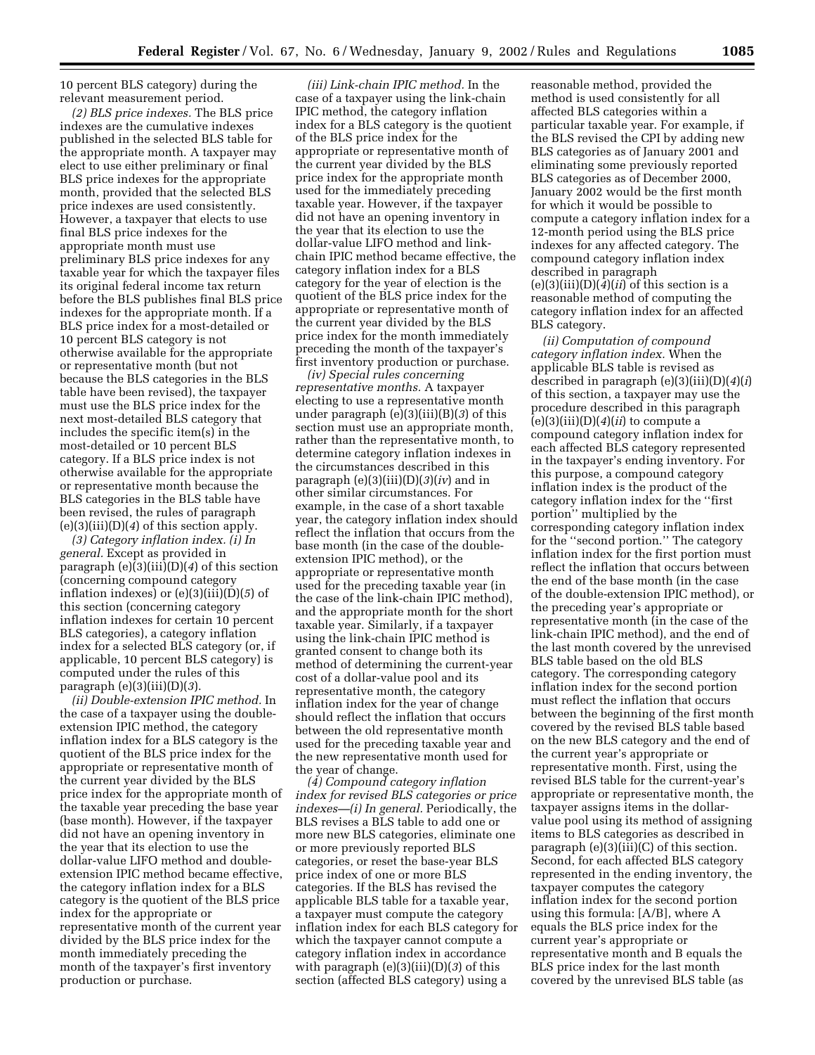10 percent BLS category) during the relevant measurement period.

*(2) BLS price indexes.* The BLS price indexes are the cumulative indexes published in the selected BLS table for the appropriate month. A taxpayer may elect to use either preliminary or final BLS price indexes for the appropriate month, provided that the selected BLS price indexes are used consistently. However, a taxpayer that elects to use final BLS price indexes for the appropriate month must use preliminary BLS price indexes for any taxable year for which the taxpayer files its original federal income tax return before the BLS publishes final BLS price indexes for the appropriate month. If a BLS price index for a most-detailed or 10 percent BLS category is not otherwise available for the appropriate or representative month (but not because the BLS categories in the BLS table have been revised), the taxpayer must use the BLS price index for the next most-detailed BLS category that includes the specific item(s) in the most-detailed or 10 percent BLS category. If a BLS price index is not otherwise available for the appropriate or representative month because the BLS categories in the BLS table have been revised, the rules of paragraph (e)(3)(iii)(D)(*4*) of this section apply.

*(3) Category inflation index. (i) In general.* Except as provided in paragraph (e)(3)(iii)(D)(*4*) of this section (concerning compound category inflation indexes) or (e)(3)(iii)(D)(*5*) of this section (concerning category inflation indexes for certain 10 percent BLS categories), a category inflation index for a selected BLS category (or, if applicable, 10 percent BLS category) is computed under the rules of this paragraph (e)(3)(iii)(D)(*3*).

*(ii) Double-extension IPIC method.* In the case of a taxpayer using the double-extension IPIC method, the category inflation index for a BLS category is the quotient of the BLS price index for the appropriate or representative month of the current year divided by the BLS price index for the appropriate month of the taxable year preceding the base year (base month). However, if the taxpayer did not have an opening inventory in the year that its election to use the dollar-value LIFO method and double-extension IPIC method became effective, the category inflation index for a BLS category is the quotient of the BLS price index for the appropriate or representative month of the current year divided by the BLS price index for the month immediately preceding the month of the taxpayer's first inventory production or purchase.

*(iii) Link-chain IPIC method.* In the case of a taxpayer using the link-chain IPIC method, the category inflation index for a BLS category is the quotient of the BLS price index for the appropriate or representative month of the current year divided by the BLS price index for the appropriate month used for the immediately preceding taxable year. However, if the taxpayer did not have an opening inventory in the year that its election to use the dollar-value LIFO method and link-chain IPIC method became effective, the category inflation index for a BLS category for the year of election is the quotient of the BLS price index for the appropriate or representative month of the current year divided by the BLS price index for the month immediately preceding the month of the taxpayer's first inventory production or purchase.

*(iv) Special rules concerning representative months.* A taxpayer electing to use a representative month under paragraph (e)(3)(iii)(B)(*3*) of this section must use an appropriate month, rather than the representative month, to determine category inflation indexes in the circumstances described in this paragraph (e)(3)(iii)(D)(*3*)(*iv*) and in other similar circumstances. For example, in the case of a short taxable year, the category inflation index should reflect the inflation that occurs from the base month (in the case of the double-extension IPIC method), or the appropriate or representative month used for the preceding taxable year (in the case of the link-chain IPIC method), and the appropriate month for the short taxable year. Similarly, if a taxpayer using the link-chain IPIC method is granted consent to change both its method of determining the current-year cost of a dollar-value pool and its representative month, the category inflation index for the year of change should reflect the inflation that occurs between the old representative month used for the preceding taxable year and the new representative month used for the year of change.

*(4) Compound category inflation index for revised BLS categories or price indexes—(i) In general.* Periodically, the BLS revises a BLS table to add one or more new BLS categories, eliminate one or more previously reported BLS categories, or reset the base-year BLS price index of one or more BLS categories. If the BLS has revised the applicable BLS table for a taxable year, a taxpayer must compute the category inflation index for each BLS category for which the taxpayer cannot compute a category inflation index in accordance with paragraph (e)(3)(iii)(D)(*3*) of this section (affected BLS category) using a reasonable method, provided the method is used consistently for all affected BLS categories within a particular taxable year. For example, if the BLS revised the CPI by adding new BLS categories as of January 2001 and eliminating some previously reported BLS categories as of December 2000, January 2002 would be the first month for which it would be possible to compute a category inflation index for a 12-month period using the BLS price indexes for any affected category. The compound category inflation index described in paragraph (e)(3)(iii)(D)(*4*)(*ii*) of this section is a reasonable method of computing the category inflation index for an affected BLS category.

*(ii) Computation of compound category inflation index.* When the applicable BLS table is revised as described in paragraph (e)(3)(iii)(D)(*4*)(*i*) of this section, a taxpayer may use the procedure described in this paragraph (e)(3)(iii)(D)(*4*)(*ii*) to compute a compound category inflation index for each affected BLS category represented in the taxpayer's ending inventory. For this purpose, a compound category inflation index is the product of the category inflation index for the "first portion" multiplied by the corresponding category inflation index for the "second portion." The category inflation index for the first portion must reflect the inflation that occurs between the end of the base month (in the case of the double-extension IPIC method), or the preceding year's appropriate or representative month (in the case of the link-chain IPIC method), and the end of the last month covered by the unrevised BLS table based on the old BLS category. The corresponding category inflation index for the second portion must reflect the inflation that occurs between the beginning of the first month covered by the revised BLS table based on the new BLS category and the end of the current year's appropriate or representative month. First, using the revised BLS table for the current-year's appropriate or representative month, the taxpayer assigns items in the dollar-value pool using its method of assigning items to BLS categories as described in paragraph (e)(3)(iii)(C) of this section. Second, for each affected BLS category represented in the ending inventory, the taxpayer computes the category inflation index for the second portion using this formula: [A/B], where A equals the BLS price index for the current year's appropriate or representative month and B equals the BLS price index for the last month covered by the unrevised BLS table (as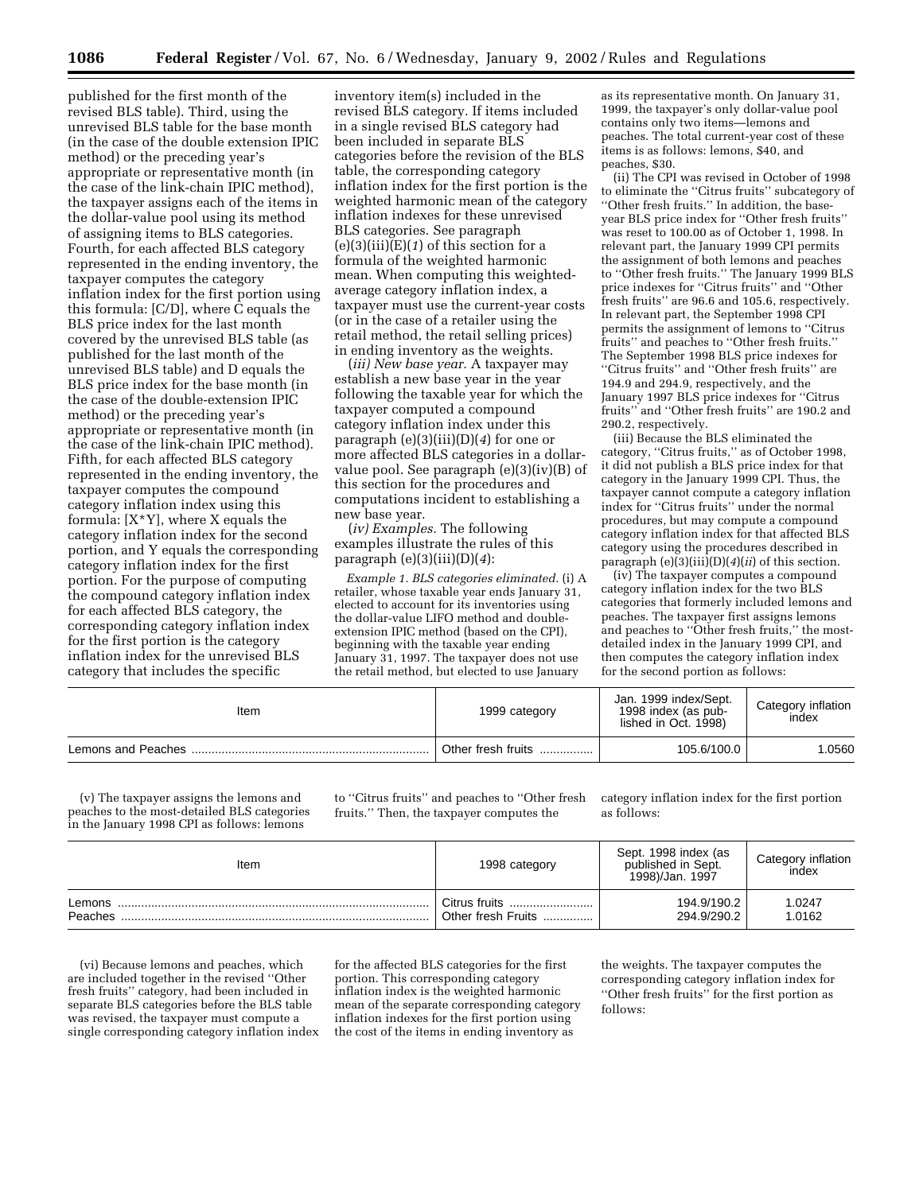published for the first month of the revised BLS table). Third, using the unrevised BLS table for the base month (in the case of the double extension IPIC method) or the preceding year's appropriate or representative month (in the case of the link-chain IPIC method), the taxpayer assigns each of the items in the dollar-value pool using its method of assigning items to BLS categories. Fourth, for each affected BLS category represented in the ending inventory, the taxpayer computes the category inflation index for the first portion using this formula: [C/D], where C equals the BLS price index for the last month covered by the unrevised BLS table (as published for the last month of the unrevised BLS table) and D equals the BLS price index for the base month (in the case of the double-extension IPIC method) or the preceding year's appropriate or representative month (in the case of the link-chain IPIC method). Fifth, for each affected BLS category represented in the ending inventory, the taxpayer computes the compound category inflation index using this formula: [X*Y], where X equals the category inflation index for the second portion, and Y equals the corresponding category inflation index for the first portion. For the purpose of computing the compound category inflation index for each affected BLS category, the corresponding category inflation index for the first portion is the category inflation index for the unrevised BLS category that includes the specific inventory item(s) included in the revised BLS category. If items included in a single revised BLS category had been included in separate BLS categories before the revision of the BLS table, the corresponding category inflation index for the first portion is the weighted harmonic mean of the category inflation indexes for these unrevised BLS categories. See paragraph (e)(3)(iii)(E)(*1*) of this section for a formula of the weighted harmonic mean. When computing this weighted-average category inflation index, a taxpayer must use the current-year costs (or in the case of a retailer using the retail method, the retail selling prices) in ending inventory as the weights.

(*iii) New base year.* A taxpayer may establish a new base year in the year following the taxable year for which the taxpayer computed a compound category inflation index under this paragraph (e)(3)(iii)(D)(*4*) for one or more affected BLS categories in a dollar-value pool. See paragraph (e)(3)(iv)(B) of this section for the procedures and computations incident to establishing a new base year.

(*iv) Examples.* The following examples illustrate the rules of this paragraph (e)(3)(iii)(D)(*4*):

*Example 1. BLS categories eliminated.* (i) A retailer, whose taxable year ends January 31, elected to account for its inventories using the dollar-value LIFO method and double-extension IPIC method (based on the CPI), beginning with the taxable year ending January 31, 1997. The taxpayer does not use the retail method, but elected to use January as its representative month. On January 31, 1999, the taxpayer's only dollar-value pool contains only two items—lemons and peaches. The total current-year cost of these items is as follows: lemons, $40, and peaches, $30.

(ii) The CPI was revised in October of 1998 to eliminate the "Citrus fruits" subcategory of "Other fresh fruits." In addition, the base-year BLS price index for "Other fresh fruits" was reset to 100.00 as of October 1, 1998. In relevant part, the January 1999 CPI permits the assignment of both lemons and peaches to "Other fresh fruits." The January 1999 BLS price indexes for "Citrus fruits" and "Other fresh fruits" are 96.6 and 105.6, respectively. In relevant part, the September 1998 CPI permits the assignment of lemons to "Citrus fruits" and peaches to "Other fresh fruits." The September 1998 BLS price indexes for "Citrus fruits" and "Other fresh fruits" are 194.9 and 294.9, respectively, and the January 1997 BLS price indexes for "Citrus fruits" and "Other fresh fruits" are 190.2 and 290.2, respectively.

(iii) Because the BLS eliminated the category, "Citrus fruits," as of October 1998, it did not publish a BLS price index for that category in the January 1999 CPI. Thus, the taxpayer cannot compute a category inflation index for "Citrus fruits" under the normal procedures, but may compute a compound category inflation index for that affected BLS category using the procedures described in paragraph (e)(3)(iii)(D)(*4*)(*ii*) of this section.

(iv) The taxpayer computes a compound category inflation index for the two BLS categories that formerly included lemons and peaches. The taxpayer first assigns lemons and peaches to "Other fresh fruits," the most-detailed index in the January 1999 CPI, and then computes the category inflation index for the second portion as follows:

| Item | 1999 category | Jan. 1999 index/Sept. 1998 index (as published in Oct. 1998) | Category inflation index |
|---|---|---|---|
| Lemons and Peaches | Other fresh fruits | 105.6/100.0 | 1.0560 |

(v) The taxpayer assigns the lemons and peaches to the most-detailed BLS categories in the January 1998 CPI as follows: lemons to "Citrus fruits" and peaches to "Other fresh fruits." Then, the taxpayer computes the category inflation index for the first portion as follows:

| Item | 1998 category | Sept. 1998 index (as published in Sept. 1998)/Jan. 1997 | Category inflation index |
|---|---|---|---|
| Lemons | Citrus fruits | 194.9/190.2 | 1.0247 |
| Peaches | Other fresh Fruits | 294.9/290.2 | 1.0162 |

(vi) Because lemons and peaches, which are included together in the revised "Other fresh fruits" category, had been included in separate BLS categories before the BLS table was revised, the taxpayer must compute a single corresponding category inflation index for the affected BLS categories for the first portion. This corresponding category inflation index is the weighted harmonic mean of the separate corresponding category inflation indexes for the first portion using the cost of the items in ending inventory as the weights. The taxpayer computes the corresponding category inflation index for "Other fresh fruits" for the first portion as follows: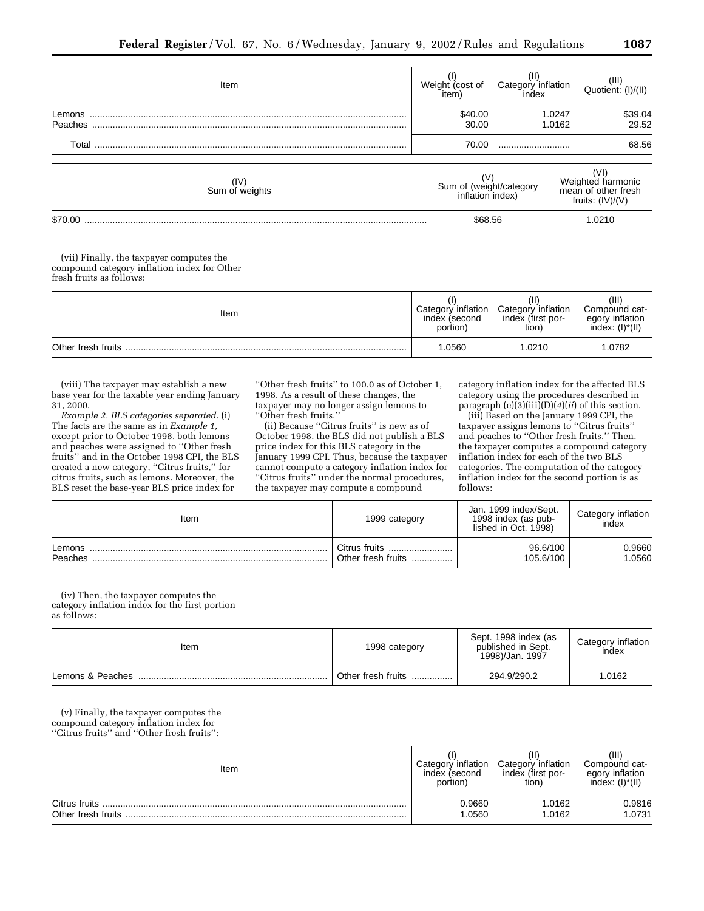| Item | (I) Weight (cost of item) | (II) Category inflation index | (III) Quotient: (I)/(II) |
|---|---|---|---|
| Lemons | $40.00 | 1.0247 | $39.04 |
| Peaches | 30.00 | 1.0162 | 29.52 |
| Total | 70.00 | | 68.56 |

| (IV) Sum of weights | (V) Sum of (weight/category inflation index) | (VI) Weighted harmonic mean of other fresh fruits: (IV)/(V) |
|---|---|---|
| $70.00 | $68.56 | 1.0210 |

(vii) Finally, the taxpayer computes the compound category inflation index for Other fresh fruits as follows:

| Item | (I) Category inflation index (second portion) | (II) Category inflation index (first portion) | (III) Compound category inflation index: (I)*(II) |
|---|---|---|---|
| Other fresh fruits | 1.0560 | 1.0210 | 1.0782 |

(viii) The taxpayer may establish a new base year for the taxable year ending January 31, 2000.

*Example 2. BLS categories separated.* (i) The facts are the same as in *Example 1,* except prior to October 1998, both lemons and peaches were assigned to "Other fresh fruits" and in the October 1998 CPI, the BLS created a new category, "Citrus fruits," for citrus fruits, such as lemons. Moreover, the BLS reset the base-year BLS price index for "Other fresh fruits" to 100.0 as of October 1, 1998. As a result of these changes, the taxpayer may no longer assign lemons to "Other fresh fruits."

(ii) Because "Citrus fruits" is new as of October 1998, the BLS did not publish a BLS price index for this BLS category in the January 1999 CPI. Thus, because the taxpayer cannot compute a category inflation index for "Citrus fruits" under the normal procedures, the taxpayer may compute a compound category inflation index for the affected BLS category using the procedures described in paragraph (e)(3)(iii)(D)(*4*)(*ii*) of this section.

(iii) Based on the January 1999 CPI, the taxpayer assigns lemons to "Citrus fruits" and peaches to "Other fresh fruits." Then, the taxpayer computes a compound category inflation index for each of the two BLS categories. The computation of the category inflation index for the second portion is as follows:

| Item | 1999 category | Jan. 1999 index/Sept. 1998 index (as published in Oct. 1998) | Category inflation index |
|---|---|---|---|
| Lemons | Citrus fruits | 96.6/100 | 0.9660 |
| Peaches | Other fresh fruits | 105.6/100 | 1.0560 |

(iv) Then, the taxpayer computes the category inflation index for the first portion as follows:

| Item | 1998 category | Sept. 1998 index (as published in Sept. 1998)/Jan. 1997 | Category inflation index |
|---|---|---|---|
| Lemons & Peaches | Other fresh fruits | 294.9/290.2 | 1.0162 |

(v) Finally, the taxpayer computes the compound category inflation index for "Citrus fruits" and "Other fresh fruits":

| Item | (I) Category inflation index (second portion) | (II) Category inflation index (first portion) | (III) Compound category inflation index: (I)*(II) |
|---|---|---|---|
| Citrus fruits | 0.9660 | 1.0162 | 0.9816 |
| Other fresh fruits | 1.0560 | 1.0162 | 1.0731 |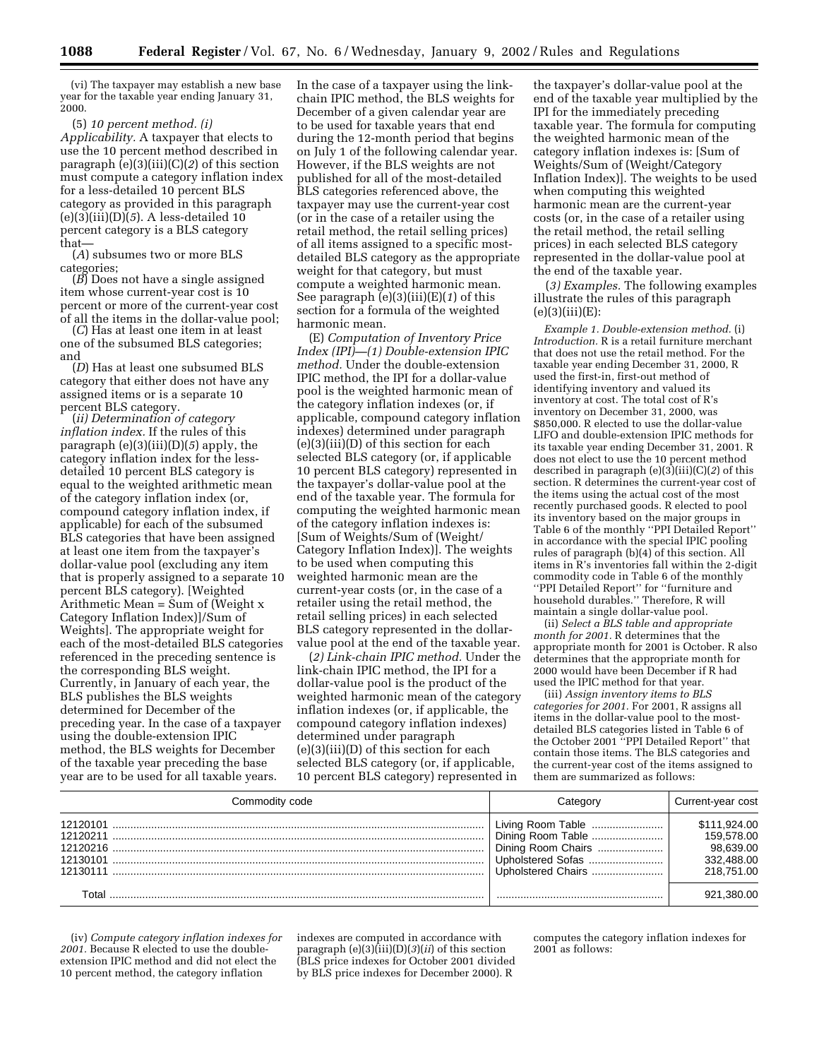(vi) The taxpayer may establish a new base year for the taxable year ending January 31, 2000.

(5) *10 percent method.* (*i*) *Applicability.* A taxpayer that elects to use the 10 percent method described in paragraph (e)(3)(iii)(C)(*2*) of this section must compute a category inflation index for a less-detailed 10 percent BLS category as provided in this paragraph (e)(3)(iii)(D)(*5*). A less-detailed 10 percent category is a BLS category that—

(*A*) subsumes two or more BLS categories;

(*B*) Does not have a single assigned item whose current-year cost is 10 percent or more of the current-year cost of all the items in the dollar-value pool;

(*C*) Has at least one item in at least one of the subsumed BLS categories; and

(*D*) Has at least one subsumed BLS category that either does not have any assigned items or is a separate 10 percent BLS category.

(*ii*) *Determination of category inflation index.* If the rules of this paragraph (e)(3)(iii)(D)(*5*) apply, the category inflation index for the less-detailed 10 percent BLS category is equal to the weighted arithmetic mean of the category inflation index (or, compound category inflation index, if applicable) for each of the subsumed BLS categories that have been assigned at least one item from the taxpayer's dollar-value pool (excluding any item that is properly assigned to a separate 10 percent BLS category). [Weighted Arithmetic Mean = Sum of (Weight x Category Inflation Index)]/Sum of Weights]. The appropriate weight for each of the most-detailed BLS categories referenced in the preceding sentence is the corresponding BLS weight. Currently, in January of each year, the BLS publishes the BLS weights determined for December of the preceding year. In the case of a taxpayer using the double-extension IPIC method, the BLS weights for December of the taxable year preceding the base year are to be used for all taxable years. In the case of a taxpayer using the link-chain IPIC method, the BLS weights for December of a given calendar year are to be used for taxable years that end during the 12-month period that begins on July 1 of the following calendar year. However, if the BLS weights are not published for all of the most-detailed BLS categories referenced above, the taxpayer may use the current-year cost (or in the case of a retailer using the retail method, the retail selling prices) of all items assigned to a specific most-detailed BLS category as the appropriate weight for that category, but must compute a weighted harmonic mean. See paragraph (e)(3)(iii)(E)(*1*) of this section for a formula of the weighted harmonic mean.

(E) *Computation of Inventory Price Index (IPI)*—(*1*) *Double-extension IPIC method.* Under the double-extension IPIC method, the IPI for a dollar-value pool is the weighted harmonic mean of the category inflation indexes (or, if applicable, compound category inflation indexes) determined under paragraph (e)(3)(iii)(D) of this section for each selected BLS category (or, if applicable 10 percent BLS category) represented in the taxpayer's dollar-value pool at the end of the taxable year. The formula for computing the weighted harmonic mean of the category inflation indexes is: [Sum of Weights/Sum of (Weight/ Category Inflation Index)]. The weights to be used when computing this weighted harmonic mean are the current-year costs (or, in the case of a retailer using the retail method, the retail selling prices) in each selected BLS category represented in the dollar-value pool at the end of the taxable year.

(*2*) *Link-chain IPIC method.* Under the link-chain IPIC method, the IPI for a dollar-value pool is the product of the weighted harmonic mean of the category inflation indexes (or, if applicable, the compound category inflation indexes) determined under paragraph (e)(3)(iii)(D) of this section for each selected BLS category (or, if applicable, 10 percent BLS category) represented in the taxpayer's dollar-value pool at the end of the taxable year multiplied by the IPI for the immediately preceding taxable year. The formula for computing the weighted harmonic mean of the category inflation indexes is: [Sum of Weights/Sum of (Weight/Category Inflation Index)]. The weights to be used when computing this weighted harmonic mean are the current-year costs (or, in the case of a retailer using the retail method, the retail selling prices) in each selected BLS category represented in the dollar-value pool at the end of the taxable year.

(*3*) *Examples.* The following examples illustrate the rules of this paragraph (e)(3)(iii)(E):

*Example 1. Double-extension method.* (i) *Introduction.* R is a retail furniture merchant that does not use the retail method. For the taxable year ending December 31, 2000, R used the first-in, first-out method of identifying inventory and valued its inventory at cost. The total cost of R's inventory on December 31, 2000, was $850,000. R elected to use the dollar-value LIFO and double-extension IPIC methods for its taxable year ending December 31, 2001. R does not elect to use the 10 percent method described in paragraph (e)(3)(iii)(C)(*2*) of this section. R determines the current-year cost of the items using the actual cost of the most recently purchased goods. R elected to pool its inventory based on the major groups in Table 6 of the monthly "PPI Detailed Report" in accordance with the special IPIC pooling rules of paragraph (b)(4) of this section. All items in R's inventories fall within the 2-digit commodity code in Table 6 of the monthly "PPI Detailed Report" for "furniture and household durables." Therefore, R will maintain a single dollar-value pool.

(ii) *Select a BLS table and appropriate month for 2001.* R determines that the appropriate month for 2001 is October. R also determines that the appropriate month for 2000 would have been December if R had used the IPIC method for that year.

(iii) *Assign inventory items to BLS categories for 2001.* For 2001, R assigns all items in the dollar-value pool to the most-detailed BLS categories listed in Table 6 of the October 2001 "PPI Detailed Report" that contain those items. The BLS categories and the current-year cost of the items assigned to them are summarized as follows:

| Commodity code | Category | Current-year cost |
|---|---|---|
| 12120101 | Living Room Table | $111,924.00 |
| 12120211 | Dining Room Table | 159,578.00 |
| 12120216 | Dining Room Chairs | 98,639.00 |
| 12130101 | Upholstered Sofas | 332,488.00 |
| 12130111 | Upholstered Chairs | 218,751.00 |
| Total | | 921,380.00 |

(iv) *Compute category inflation indexes for 2001.* Because R elected to use the double-extension IPIC method and did not elect the 10 percent method, the category inflation indexes are computed in accordance with paragraph (e)(3)(iii)(D)(*3*)(*ii*) of this section (BLS price indexes for October 2001 divided by BLS price indexes for December 2000). R computes the category inflation indexes for 2001 as follows: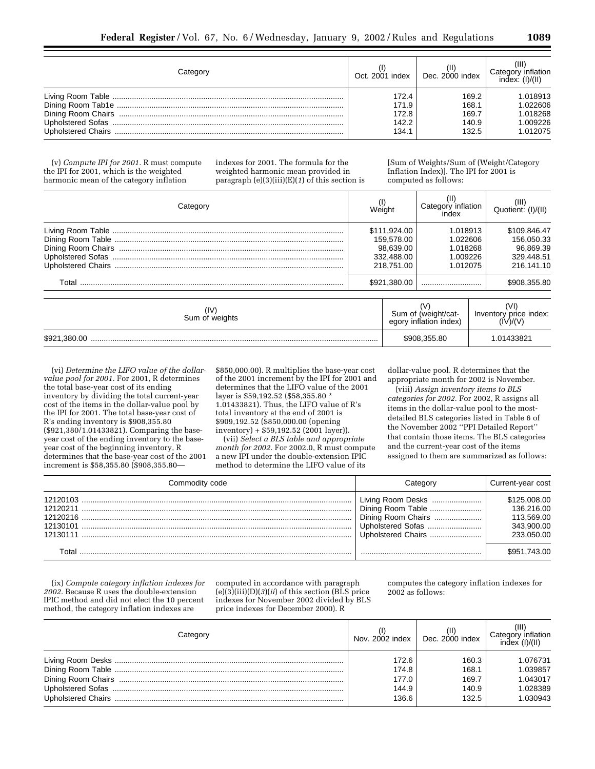| Category | (I) Oct. 2001 index | (II) Dec. 2000 index | (III) Category inflation index: (I)/(II) |
|---|---|---|---|
| Living Room Table | 172.4 | 169.2 | 1.018913 |
| Dining Room Tab1e | 171.9 | 168.1 | 1.022606 |
| Dining Room Chairs | 172.8 | 169.7 | 1.018268 |
| Upholstered Sofas | 142.2 | 140.9 | 1.009226 |
| Upholstered Chairs | 134.1 | 132.5 | 1.012075 |

(v) *Compute IPI for 2001.* R must compute the IPI for 2001, which is the weighted harmonic mean of the category inflation indexes for 2001. The formula for the weighted harmonic mean provided in paragraph (e)(3)(iii)(E)(*1*) of this section is [Sum of Weights/Sum of (Weight/Category Inflation Index)]. The IPI for 2001 is computed as follows:

| Category | (I) Weight | (II) Category inflation index | (III) Quotient: (I)/(II) |
|---|---|---|---|
| Living Room Table | $111,924.00 | 1.018913 | $109,846.47 |
| Dining Room Table | 159,578.00 | 1.022606 | 156,050.33 |
| Dining Room Chairs | 98,639.00 | 1.018268 | 96,869.39 |
| Upholstered Sofas | 332,488.00 | 1.009226 | 329,448.51 |
| Upholstered Chairs | 218,751.00 | 1.012075 | 216,141.10 |
| Total | $921,380.00 | | $908,355.80 |

| (IV) Sum of weights | (V) Sum of (weight/category inflation index) | (VI) Inventory price index: (IV)/(V) |
|---|---|---|
| $921,380.00 | $908,355.80 | 1.01433821 |

(vi) *Determine the LIFO value of the dollar-value pool for 2001.* For 2001, R determines the total base-year cost of its ending inventory by dividing the total current-year cost of the items in the dollar-value pool by the IPI for 2001. The total base-year cost of R's ending inventory is $908,355.80 ($921,380/1.01433821). Comparing the base-year cost of the ending inventory to the base-year cost of the beginning inventory, R determines that the base-year cost of the 2001 increment is $58,355.80 ($908,355.80—$850,000.00). R multiplies the base-year cost of the 2001 increment by the IPI for 2001 and determines that the LIFO value of the 2001 layer is $59,192.52 ($58,355.80 * 1.01433821). Thus, the LIFO value of R's total inventory at the end of 2001 is $909,192.52 ($850,000.00 (opening inventory) + $59,192.52 (2001 layer)).

(vii) *Select a BLS table and appropriate month for 2002.* For 2002.0, R must compute a new IPI under the double-extension IPIC method to determine the LIFO value of its dollar-value pool. R determines that the appropriate month for 2002 is November.

(viii) *Assign inventory items to BLS categories for 2002.* For 2002, R assigns all items in the dollar-value pool to the most-detailed BLS categories listed in Table 6 of the November 2002 "PPI Detailed Report" that contain those items. The BLS categories and the current-year cost of the items assigned to them are summarized as follows:

| Commodity code | Category | Current-year cost |
|---|---|---|
| 12120103 | Living Room Desks | $125,008.00 |
| 12120211 | Dining Room Table | 136,216.00 |
| 12120216 | Dining Room Chairs | 113,569.00 |
| 12130101 | Upholstered Sofas | 343,900.00 |
| 12130111 | Upholstered Chairs | 233,050.00 |
| Total | | $951,743.00 |

(ix) *Compute category inflation indexes for 2002.* Because R uses the double-extension IPIC method and did not elect the 10 percent method, the category inflation indexes are computed in accordance with paragraph (e)(3)(iii)(D)(*3*)(*ii*) of this section (BLS price indexes for November 2002 divided by BLS price indexes for December 2000). R computes the category inflation indexes for 2002 as follows:

| Category | (I) Nov. 2002 index | (II) Dec. 2000 index | (III) Category inflation index (I)/(II) |
|---|---|---|---|
| Living Room Desks | 172.6 | 160.3 | 1.076731 |
| Dining Room Table | 174.8 | 168.1 | 1.039857 |
| Dining Room Chairs | 177.0 | 169.7 | 1.043017 |
| Upholstered Sofas | 144.9 | 140.9 | 1.028389 |
| Upholstered Chairs | 136.6 | 132.5 | 1.030943 |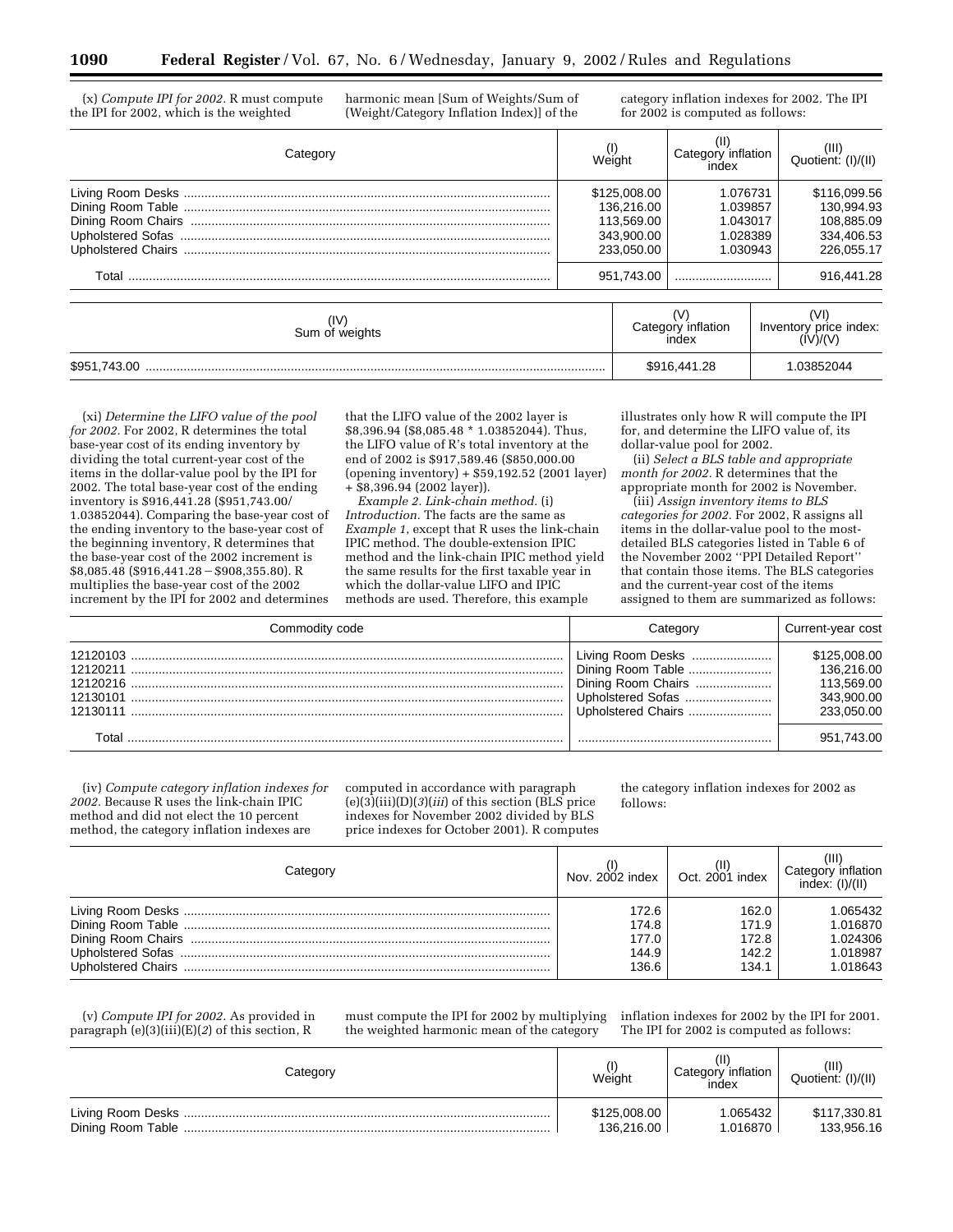(x) *Compute IPI for 2002.* R must compute the IPI for 2002, which is the weighted harmonic mean [Sum of Weights/Sum of (Weight/Category Inflation Index)] of the category inflation indexes for 2002. The IPI for 2002 is computed as follows:

| Category | (I) Weight | (II) Category inflation index | (III) Quotient: (I)/(II) |
|---|---|---|---|
| Living Room Desks | $125,008.00 | 1.076731 | $116,099.56 |
| Dining Room Table | 136,216.00 | 1.039857 | 130,994.93 |
| Dining Room Chairs | 113,569.00 | 1.043017 | 108,885.09 |
| Upholstered Sofas | 343,900.00 | 1.028389 | 334,406.53 |
| Upholstered Chairs | 233,050.00 | 1.030943 | 226,055.17 |
| Total | 951,743.00 | | 916,441.28 |

| (IV) Sum of weights | (V) Category inflation index | (VI) Inventory price index: (IV)/(V) |
|---|---|---|
| $951,743.00 | $916,441.28 | 1.03852044 |

(xi) *Determine the LIFO value of the pool for 2002.* For 2002, R determines the total base-year cost of its ending inventory by dividing the total current-year cost of the items in the dollar-value pool by the IPI for 2002. The total base-year cost of the ending inventory is $916,441.28 ($951,743.00/1.03852044). Comparing the base-year cost of the ending inventory to the base-year cost of the beginning inventory, R determines that the base-year cost of the 2002 increment is $8,085.48 ($916,441.28 − $908,355.80). R multiplies the base-year cost of the 2002 increment by the IPI for 2002 and determines that the LIFO value of the 2002 layer is $8,396.94 ($8,085.48 * 1.03852044). Thus, the LIFO value of R's total inventory at the end of 2002 is $917,589.46 ($850,000.00 (opening inventory) + $59,192.52 (2001 layer) + $8,396.94 (2002 layer)).

*Example 2. Link-chain method.* (i) *Introduction.* The facts are the same as *Example 1*, except that R uses the link-chain IPIC method. The double-extension IPIC method and the link-chain IPIC method yield the same results for the first taxable year in which the dollar-value LIFO and IPIC methods are used. Therefore, this example illustrates only how R will compute the IPI for, and determine the LIFO value of, its dollar-value pool for 2002.

(ii) *Select a BLS table and appropriate month for 2002.* R determines that the appropriate month for 2002 is November.

(iii) *Assign inventory items to BLS categories for 2002.* For 2002, R assigns all items in the dollar-value pool to the most-detailed BLS categories listed in Table 6 of the November 2002 "PPI Detailed Report" that contain those items. The BLS categories and the current-year cost of the items assigned to them are summarized as follows:

| Commodity code | Category | Current-year cost |
|---|---|---|
| 12120103 | Living Room Desks | $125,008.00 |
| 12120211 | Dining Room Table | 136,216.00 |
| 12120216 | Dining Room Chairs | 113,569.00 |
| 12130101 | Upholstered Sofas | 343,900.00 |
| 12130111 | Upholstered Chairs | 233,050.00 |
| Total | | 951,743.00 |

(iv) *Compute category inflation indexes for 2002.* Because R uses the link-chain IPIC method and did not elect the 10 percent method, the category inflation indexes are computed in accordance with paragraph (e)(3)(iii)(D)(*3*)(*iii*) of this section (BLS price indexes for November 2002 divided by BLS price indexes for October 2001). R computes the category inflation indexes for 2002 as follows:

| Category | (I) Nov. 2002 index | (II) Oct. 2001 index | (III) Category inflation index: (I)/(II) |
|---|---|---|---|
| Living Room Desks | 172.6 | 162.0 | 1.065432 |
| Dining Room Table | 174.8 | 171.9 | 1.016870 |
| Dining Room Chairs | 177.0 | 172.8 | 1.024306 |
| Upholstered Sofas | 144.9 | 142.2 | 1.018987 |
| Upholstered Chairs | 136.6 | 134.1 | 1.018643 |

(v) *Compute IPI for 2002.* As provided in paragraph (e)(3)(iii)(E)(*2*) of this section, R must compute the IPI for 2002 by multiplying the weighted harmonic mean of the category inflation indexes for 2002 by the IPI for 2001. The IPI for 2002 is computed as follows:

| Category | (I) Weight | (II) Category inflation index | (III) Quotient: (I)/(II) |
|---|---|---|---|
| Living Room Desks | $125,008.00 | 1.065432 | $117,330.81 |
| Dining Room Table | 136,216.00 | 1.016870 | 133,956.16 |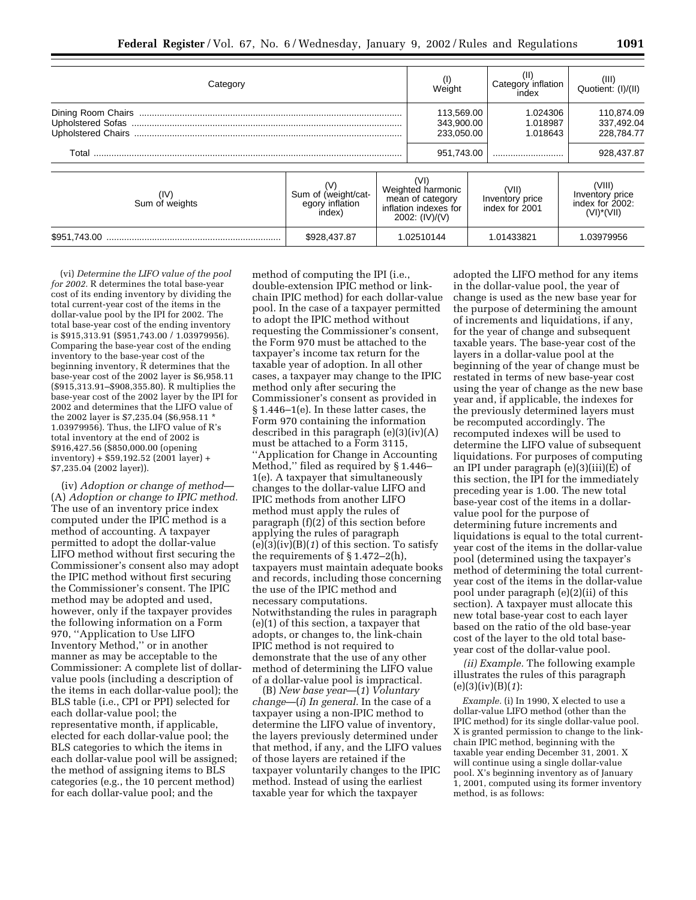| Category | (I) Weight | (II) Category inflation index | (III) Quotient: (I)/(II) |
| --- | --- | --- | --- |
| Dining Room Chairs | 113,569.00 | 1.024306 | 110,874.09 |
| Upholstered Sofas | 343,900.00 | 1.018987 | 337,492.04 |
| Upholstered Chairs | 233,050.00 | 1.018643 | 228,784.77 |
| Total | 951,743.00 | | 928,437.87 |

| (IV) Sum of weights | (V) Sum of (weight/category inflation index) | (VI) Weighted harmonic mean of category inflation indexes for 2002: (IV)/(V) | (VII) Inventory price index for 2001 | (VIII) Inventory price index for 2002: (VI)*(VII) |
| --- | --- | --- | --- | --- |
| $951,743.00 | $928,437.87 | 1.02510144 | 1.01433821 | 1.03979956 |

(vi) *Determine the LIFO value of the pool for 2002.* R determines the total base-year cost of its ending inventory by dividing the total current-year cost of the items in the dollar-value pool by the IPI for 2002. The total base-year cost of the ending inventory is $915,313.91 ($951,743.00 / 1.03979956). Comparing the base-year cost of the ending inventory to the base-year cost of the beginning inventory, R determines that the base-year cost of the 2002 layer is $6,958.11 ($915,313.91–$908,355.80). R multiplies the base-year cost of the 2002 layer by the IPI for 2002 and determines that the LIFO value of the 2002 layer is $7,235.04 ($6,958.11 * 1.03979956). Thus, the LIFO value of R's total inventory at the end of 2002 is $916,427.56 ($850,000.00 (opening inventory) + $59,192.52 (2001 layer) + $7,235.04 (2002 layer)).

(iv) *Adoption or change of method*—(A) *Adoption or change to IPIC method.* The use of an inventory price index computed under the IPIC method is a method of accounting. A taxpayer permitted to adopt the dollar-value LIFO method without first securing the Commissioner's consent also may adopt the IPIC method without first securing the Commissioner's consent. The IPIC method may be adopted and used, however, only if the taxpayer provides the following information on a Form 970, "Application to Use LIFO Inventory Method," or in another manner as may be acceptable to the Commissioner: A complete list of dollar-value pools (including a description of the items in each dollar-value pool); the BLS table (i.e., CPI or PPI) selected for each dollar-value pool; the representative month, if applicable, elected for each dollar-value pool; the BLS categories to which the items in each dollar-value pool will be assigned; the method of assigning items to BLS categories (e.g., the 10 percent method) for each dollar-value pool; and the method of computing the IPI (i.e., double-extension IPIC method or link-chain IPIC method) for each dollar-value pool. In the case of a taxpayer permitted to adopt the IPIC method without requesting the Commissioner's consent, the Form 970 must be attached to the taxpayer's income tax return for the taxable year of adoption. In all other cases, a taxpayer may change to the IPIC method only after securing the Commissioner's consent as provided in § 1.446–1(e). In these latter cases, the Form 970 containing the information described in this paragraph (e)(3)(iv)(A) must be attached to a Form 3115, "Application for Change in Accounting Method," filed as required by § 1.446–1(e). A taxpayer that simultaneously changes to the dollar-value LIFO and IPIC methods from another LIFO method must apply the rules of paragraph (f)(2) of this section before applying the rules of paragraph (e)(3)(iv)(B)(*1*) of this section. To satisfy the requirements of § 1.472–2(h), taxpayers must maintain adequate books and records, including those concerning the use of the IPIC method and necessary computations. Notwithstanding the rules in paragraph (e)(1) of this section, a taxpayer that adopts, or changes to, the link-chain IPIC method is not required to demonstrate that the use of any other method of determining the LIFO value of a dollar-value pool is impractical.

(B) *New base year*—(*1*) *Voluntary change*—(*i*) *In general.* In the case of a taxpayer using a non-IPIC method to determine the LIFO value of inventory, the layers previously determined under that method, if any, and the LIFO values of those layers are retained if the taxpayer voluntarily changes to the IPIC method. Instead of using the earliest taxable year for which the taxpayer adopted the LIFO method for any items in the dollar-value pool, the year of change is used as the new base year for the purpose of determining the amount of increments and liquidations, if any, for the year of change and subsequent taxable years. The base-year cost of the layers in a dollar-value pool at the beginning of the year of change must be restated in terms of new base-year cost using the year of change as the new base year and, if applicable, the indexes for the previously determined layers must be recomputed accordingly. The recomputed indexes will be used to determine the LIFO value of subsequent liquidations. For purposes of computing an IPI under paragraph (e)(3)(iii)(E) of this section, the IPI for the immediately preceding year is 1.00. The new total base-year cost of the items in a dollar-value pool for the purpose of determining future increments and liquidations is equal to the total current-year cost of the items in the dollar-value pool (determined using the taxpayer's method of determining the total current-year cost of the items in the dollar-value pool under paragraph (e)(2)(ii) of this section). A taxpayer must allocate this new total base-year cost to each layer based on the ratio of the old base-year cost of the layer to the old total base-year cost of the dollar-value pool.

*(ii) Example.* The following example illustrates the rules of this paragraph (e)(3)(iv)(B)(*1*):

*Example.* (i) In 1990, X elected to use a dollar-value LIFO method (other than the IPIC method) for its single dollar-value pool. X is granted permission to change to the link-chain IPIC method, beginning with the taxable year ending December 31, 2001. X will continue using a single dollar-value pool. X's beginning inventory as of January 1, 2001, computed using its former inventory method, is as follows: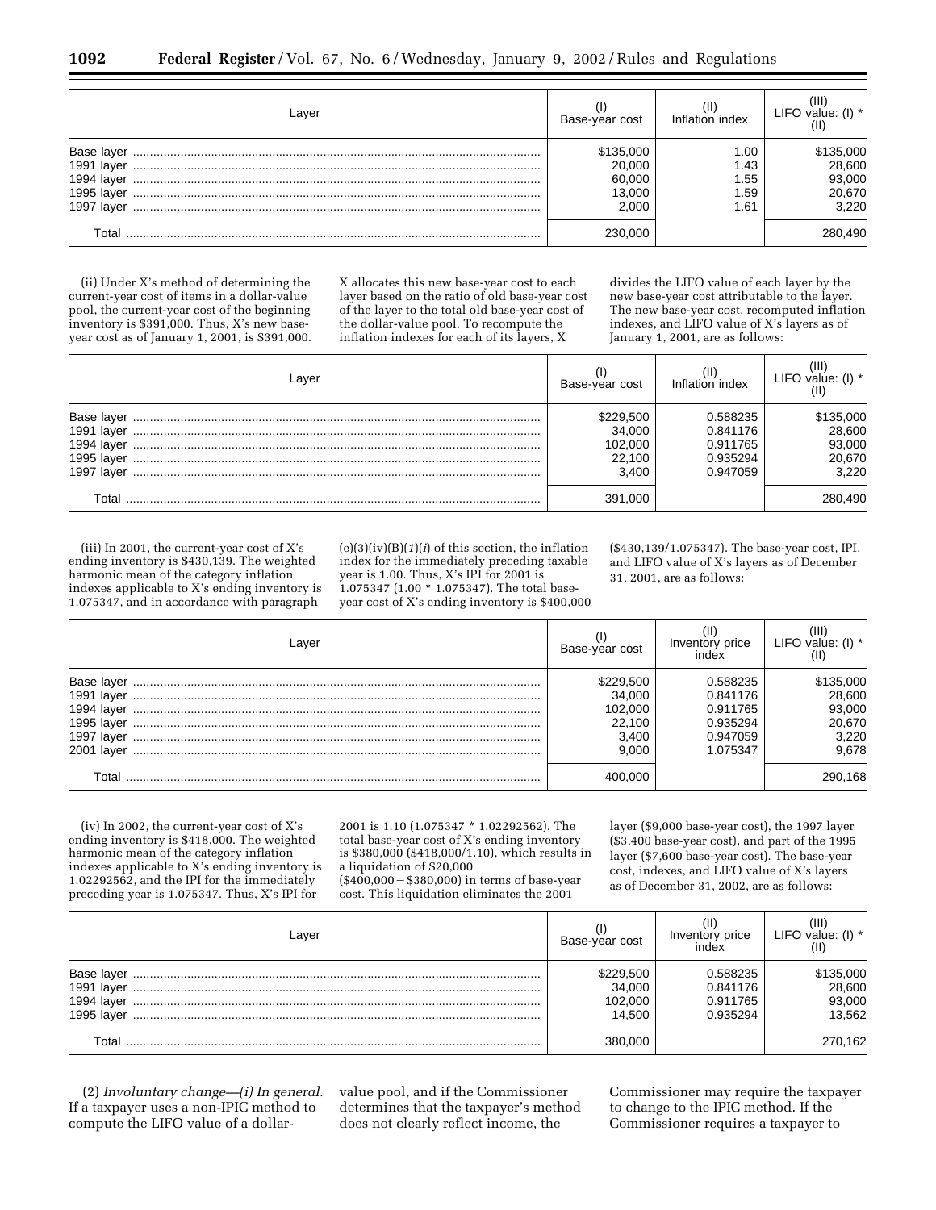| Layer | (I) Base-year cost | (II) Inflation index | (III) LIFO value: (I) * (II) |
|---|---|---|---|
| Base layer | $135,000 | 1.00 | $135,000 |
| 1991 layer | 20,000 | 1.43 | 28,600 |
| 1994 layer | 60,000 | 1.55 | 93,000 |
| 1995 layer | 13,000 | 1.59 | 20,670 |
| 1997 layer | 2,000 | 1.61 | 3,220 |
| Total | 230,000 | | 280,490 |

(ii) Under X's method of determining the current-year cost of items in a dollar-value pool, the current-year cost of the beginning inventory is $391,000. Thus, X's new base-year cost as of January 1, 2001, is $391,000. X allocates this new base-year cost to each layer based on the ratio of old base-year cost of the layer to the total old base-year cost of the dollar-value pool. To recompute the inflation indexes for each of its layers, X divides the LIFO value of each layer by the new base-year cost attributable to the layer. The new base-year cost, recomputed inflation indexes, and LIFO value of X's layers as of January 1, 2001, are as follows:

| Layer | (I) Base-year cost | (II) Inflation index | (III) LIFO value: (I) * (II) |
|---|---|---|---|
| Base layer | $229,500 | 0.588235 | $135,000 |
| 1991 layer | 34,000 | 0.841176 | 28,600 |
| 1994 layer | 102,000 | 0.911765 | 93,000 |
| 1995 layer | 22,100 | 0.935294 | 20,670 |
| 1997 layer | 3,400 | 0.947059 | 3,220 |
| Total | 391,000 | | 280,490 |

(iii) In 2001, the current-year cost of X's ending inventory is $430,139. The weighted harmonic mean of the category inflation indexes applicable to X's ending inventory is 1.075347, and in accordance with paragraph (e)(3)(iv)(B)(*1*)(*i*) of this section, the inflation index for the immediately preceding taxable year is 1.00. Thus, X's IPI for 2001 is 1.075347 (1.00 * 1.075347). The total base-year cost of X's ending inventory is $400,000 ($430,139/1.075347). The base-year cost, IPI, and LIFO value of X's layers as of December 31, 2001, are as follows:

| Layer | (I) Base-year cost | (II) Inventory price index | (III) LIFO value: (I) * (II) |
|---|---|---|---|
| Base layer | $229,500 | 0.588235 | $135,000 |
| 1991 layer | 34,000 | 0.841176 | 28,600 |
| 1994 layer | 102,000 | 0.911765 | 93,000 |
| 1995 layer | 22,100 | 0.935294 | 20,670 |
| 1997 layer | 3,400 | 0.947059 | 3,220 |
| 2001 layer | 9,000 | 1.075347 | 9,678 |
| Total | 400,000 | | 290,168 |

(iv) In 2002, the current-year cost of X's ending inventory is $418,000. The weighted harmonic mean of the category inflation indexes applicable to X's ending inventory is 1.02292562, and the IPI for the immediately preceding year is 1.075347. Thus, X's IPI for 2001 is 1.10 (1.075347 * 1.02292562). The total base-year cost of X's ending inventory is $380,000 ($418,000/1.10), which results in a liquidation of $20,000 ($400,000 − $380,000) in terms of base-year cost. This liquidation eliminates the 2001 layer ($9,000 base-year cost), the 1997 layer ($3,400 base-year cost), and part of the 1995 layer ($7,600 base-year cost). The base-year cost, indexes, and LIFO value of X's layers as of December 31, 2002, are as follows:

| Layer | (I) Base-year cost | (II) Inventory price index | (III) LIFO value: (I) * (II) |
|---|---|---|---|
| Base layer | $229,500 | 0.588235 | $135,000 |
| 1991 layer | 34,000 | 0.841176 | 28,600 |
| 1994 layer | 102,000 | 0.911765 | 93,000 |
| 1995 layer | 14,500 | 0.935294 | 13,562 |
| Total | 380,000 | | 270,162 |

(2) *Involuntary change—(i) In general.* If a taxpayer uses a non-IPIC method to compute the LIFO value of a dollar-value pool, and if the Commissioner determines that the taxpayer's method does not clearly reflect income, the Commissioner may require the taxpayer to change to the IPIC method. If the Commissioner requires a taxpayer to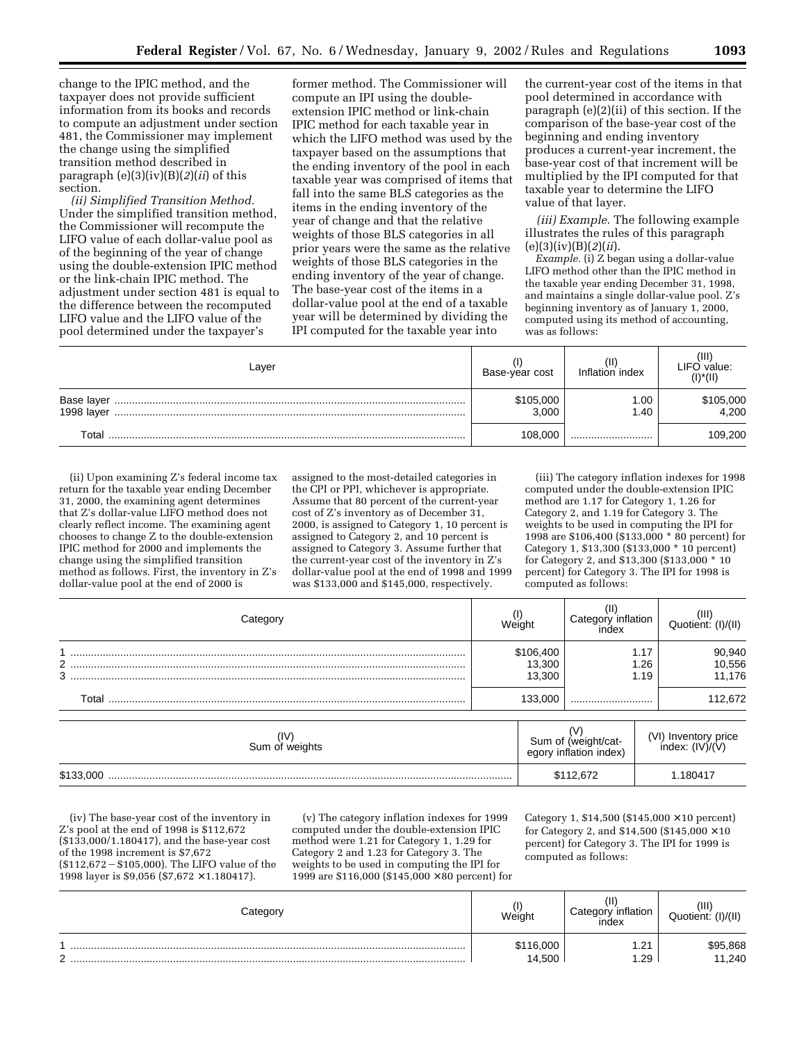change to the IPIC method, and the taxpayer does not provide sufficient information from its books and records to compute an adjustment under section 481, the Commissioner may implement the change using the simplified transition method described in paragraph (e)(3)(iv)(B)(*2*)(*ii*) of this section.

*(ii) Simplified Transition Method.* Under the simplified transition method, the Commissioner will recompute the LIFO value of each dollar-value pool as of the beginning of the year of change using the double-extension IPIC method or the link-chain IPIC method. The adjustment under section 481 is equal to the difference between the recomputed LIFO value and the LIFO value of the pool determined under the taxpayer's former method. The Commissioner will compute an IPI using the double-extension IPIC method or link-chain IPIC method for each taxable year in which the LIFO method was used by the taxpayer based on the assumptions that the ending inventory of the pool in each taxable year was comprised of items that fall into the same BLS categories as the items in the ending inventory of the year of change and that the relative weights of those BLS categories in all prior years were the same as the relative weights of those BLS categories in the ending inventory of the year of change. The base-year cost of the items in a dollar-value pool at the end of a taxable year will be determined by dividing the IPI computed for the taxable year into the current-year cost of the items in that pool determined in accordance with paragraph (e)(2)(ii) of this section. If the comparison of the base-year cost of the beginning and ending inventory produces a current-year increment, the base-year cost of that increment will be multiplied by the IPI computed for that taxable year to determine the LIFO value of that layer.

*(iii) Example.* The following example illustrates the rules of this paragraph (e)(3)(iv)(B)(*2*)(*ii*).

*Example.* (i) Z began using a dollar-value LIFO method other than the IPIC method in the taxable year ending December 31, 1998, and maintains a single dollar-value pool. Z's beginning inventory as of January 1, 2000, computed using its method of accounting, was as follows:

| Layer | (I) Base-year cost | (II) Inflation index | (III) LIFO value: (I)*(II) |
|---|---|---|---|
| Base layer | $105,000 | 1.00 | $105,000 |
| 1998 layer | 3,000 | 1.40 | 4,200 |
| Total | 108,000 | | 109,200 |

(ii) Upon examining Z's federal income tax return for the taxable year ending December 31, 2000, the examining agent determines that Z's dollar-value LIFO method does not clearly reflect income. The examining agent chooses to change Z to the double-extension IPIC method for 2000 and implements the change using the simplified transition method as follows. First, the inventory in Z's dollar-value pool at the end of 2000 is assigned to the most-detailed categories in the CPI or PPI, whichever is appropriate. Assume that 80 percent of the current-year cost of Z's inventory as of December 31, 2000, is assigned to Category 1, 10 percent is assigned to Category 2, and 10 percent is assigned to Category 3. Assume further that the current-year cost of the inventory in Z's dollar-value pool at the end of 1998 and 1999 was $133,000 and $145,000, respectively.

(iii) The category inflation indexes for 1998 computed under the double-extension IPIC method are 1.17 for Category 1, 1.26 for Category 2, and 1.19 for Category 3. The weights to be used in computing the IPI for 1998 are $106,400 ($133,000 * 80 percent) for Category 1, $13,300 ($133,000 * 10 percent) for Category 2, and $13,300 ($133,000 * 10 percent) for Category 3. The IPI for 1998 is computed as follows:

| Category | (I) Weight | (II) Category inflation index | (III) Quotient: (I)/(II) |
|---|---|---|---|
| 1 | $106,400 | 1.17 | 90,940 |
| 2 | 13,300 | 1.26 | 10,556 |
| 3 | 13,300 | 1.19 | 11,176 |
| Total | 133,000 | | 112,672 |

| (IV) Sum of weights | (V) Sum of (weight/category inflation index) | (VI) Inventory price index: (IV)/(V) |
|---|---|---|
| $133,000 | $112,672 | 1.180417 |

(iv) The base-year cost of the inventory in Z's pool at the end of 1998 is $112,672 ($133,000/1.180417), and the base-year cost of the 1998 increment is $7,672 ($112,672 − $105,000). The LIFO value of the 1998 layer is $9,056 ($7,672 × 1.180417).

(v) The category inflation indexes for 1999 computed under the double-extension IPIC method were 1.21 for Category 1, 1.29 for Category 2 and 1.23 for Category 3. The weights to be used in computing the IPI for 1999 are $116,000 ($145,000 × 80 percent) for Category 1, $14,500 ($145,000 × 10 percent) for Category 2, and $14,500 ($145,000 × 10 percent) for Category 3. The IPI for 1999 is computed as follows:

| Category | (I) Weight | (II) Category inflation index | (III) Quotient: (I)/(II) |
|---|---|---|---|
| 1 | $116,000 | 1.21 | $95,868 |
| 2 | 14,500 | 1.29 | 11,240 |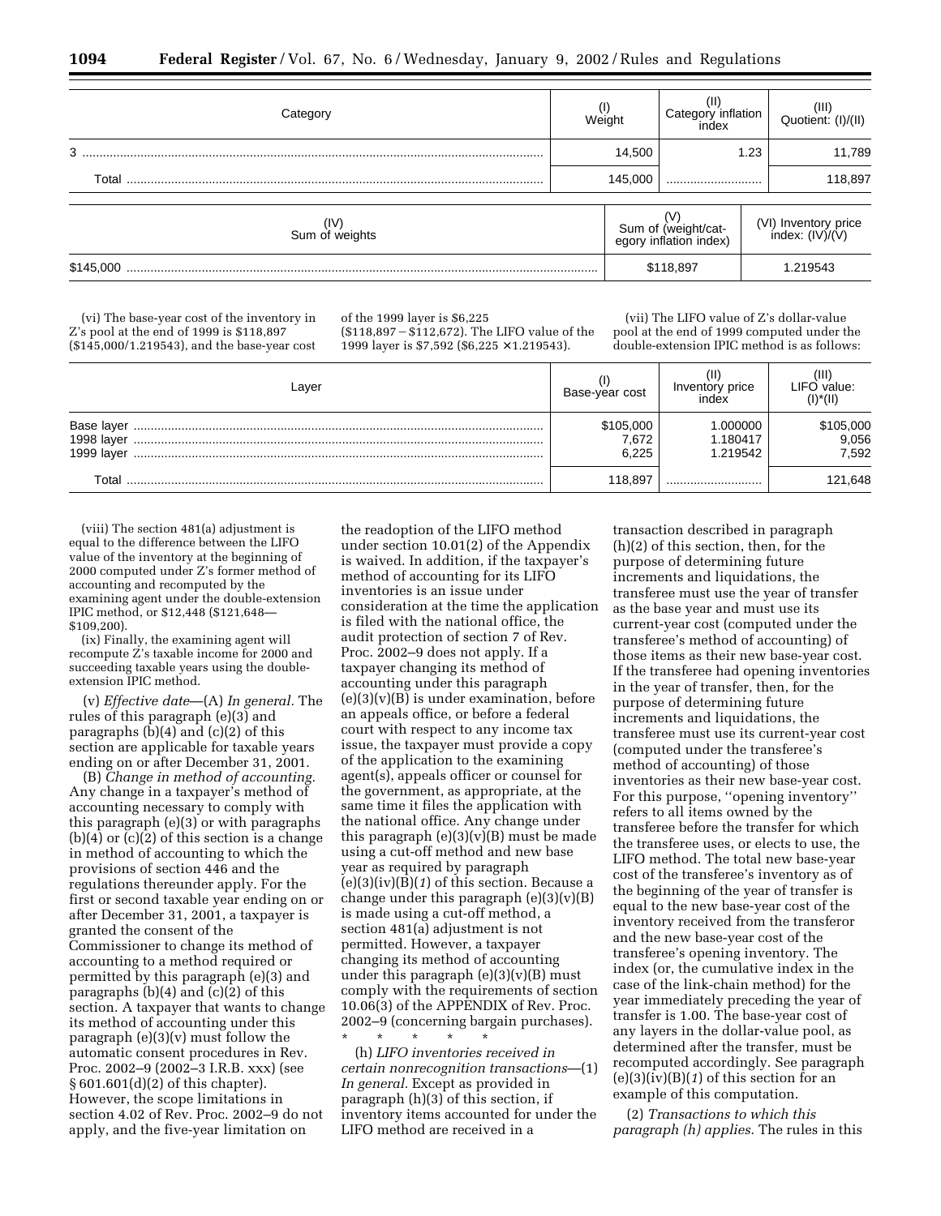| Category | (I) Weight | (II) Category inflation index | (III) Quotient: (I)/(II) |
|---|---|---|---|
| 3 | 14,500 | 1.23 | 11,789 |
| Total | 145,000 | | 118,897 |

| (IV) Sum of weights | (V) Sum of (weight/category inflation index) | (VI) Inventory price index: (IV)/(V) |
|---|---|---|
| $145,000 | $118,897 | 1.219543 |

(vi) The base-year cost of the inventory in Z's pool at the end of 1999 is $118,897 ($145,000/1.219543), and the base-year cost of the 1999 layer is $6,225 ($118,897 − $112,672). The LIFO value of the 1999 layer is $7,592 ($6,225 × 1.219543).

(vii) The LIFO value of Z's dollar-value pool at the end of 1999 computed under the double-extension IPIC method is as follows:

| Layer | (I) Base-year cost | (II) Inventory price index | (III) LIFO value: (I)*(II) |
|---|---|---|---|
| Base layer | $105,000 | 1.000000 | $105,000 |
| 1998 layer | 7,672 | 1.180417 | 9,056 |
| 1999 layer | 6,225 | 1.219542 | 7,592 |
| Total | 118,897 | | 121,648 |

(viii) The section 481(a) adjustment is equal to the difference between the LIFO value of the inventory at the beginning of 2000 computed under Z's former method of accounting and recomputed by the examining agent under the double-extension IPIC method, or $12,448 ($121,648—$109,200).

(ix) Finally, the examining agent will recompute Z's taxable income for 2000 and succeeding taxable years using the double-extension IPIC method.

(v) *Effective date*—(A) *In general.* The rules of this paragraph (e)(3) and paragraphs (b)(4) and (c)(2) of this section are applicable for taxable years ending on or after December 31, 2001.

(B) *Change in method of accounting.* Any change in a taxpayer's method of accounting necessary to comply with this paragraph (e)(3) or with paragraphs (b)(4) or (c)(2) of this section is a change in method of accounting to which the provisions of section 446 and the regulations thereunder apply. For the first or second taxable year ending on or after December 31, 2001, a taxpayer is granted the consent of the Commissioner to change its method of accounting to a method required or permitted by this paragraph (e)(3) and paragraphs (b)(4) and (c)(2) of this section. A taxpayer that wants to change its method of accounting under this paragraph (e)(3)(v) must follow the automatic consent procedures in Rev. Proc. 2002–9 (2002–3 I.R.B. xxx) (see § 601.601(d)(2) of this chapter). However, the scope limitations in section 4.02 of Rev. Proc. 2002–9 do not apply, and the five-year limitation on the readoption of the LIFO method under section 10.01(2) of the Appendix is waived. In addition, if the taxpayer's method of accounting for its LIFO inventories is an issue under consideration at the time the application is filed with the national office, the audit protection of section 7 of Rev. Proc. 2002–9 does not apply. If a taxpayer changing its method of accounting under this paragraph (e)(3)(v)(B) is under examination, before an appeals office, or before a federal court with respect to any income tax issue, the taxpayer must provide a copy of the application to the examining agent(s), appeals officer or counsel for the government, as appropriate, at the same time it files the application with the national office. Any change under this paragraph (e)(3)(v)(B) must be made using a cut-off method and new base year as required by paragraph (e)(3)(iv)(B)(*1*) of this section. Because a change under this paragraph (e)(3)(v)(B) is made using a cut-off method, a section 481(a) adjustment is not permitted. However, a taxpayer changing its method of accounting under this paragraph (e)(3)(v)(B) must comply with the requirements of section 10.06(3) of the APPENDIX of Rev. Proc. 2002–9 (concerning bargain purchases).

\* \* \* \* \*

(h) *LIFO inventories received in certain nonrecognition transactions*—(1) *In general.* Except as provided in paragraph (h)(3) of this section, if inventory items accounted for under the LIFO method are received in a transaction described in paragraph (h)(2) of this section, then, for the purpose of determining future increments and liquidations, the transferee must use the year of transfer as the base year and must use its current-year cost (computed under the transferee's method of accounting) of those items as their new base-year cost. If the transferee had opening inventories in the year of transfer, then, for the purpose of determining future increments and liquidations, the transferee must use its current-year cost (computed under the transferee's method of accounting) of those inventories as their new base-year cost. For this purpose, ''opening inventory'' refers to all items owned by the transferee before the transfer for which the transferee uses, or elects to use, the LIFO method. The total new base-year cost of the transferee's inventory as of the beginning of the year of transfer is equal to the new base-year cost of the inventory received from the transferor and the new base-year cost of the transferee's opening inventory. The index (or, the cumulative index in the case of the link-chain method) for the year immediately preceding the year of transfer is 1.00. The base-year cost of any layers in the dollar-value pool, as determined after the transfer, must be recomputed accordingly. See paragraph (e)(3)(iv)(B)(*1*) of this section for an example of this computation.

(2) *Transactions to which this paragraph (h) applies.* The rules in this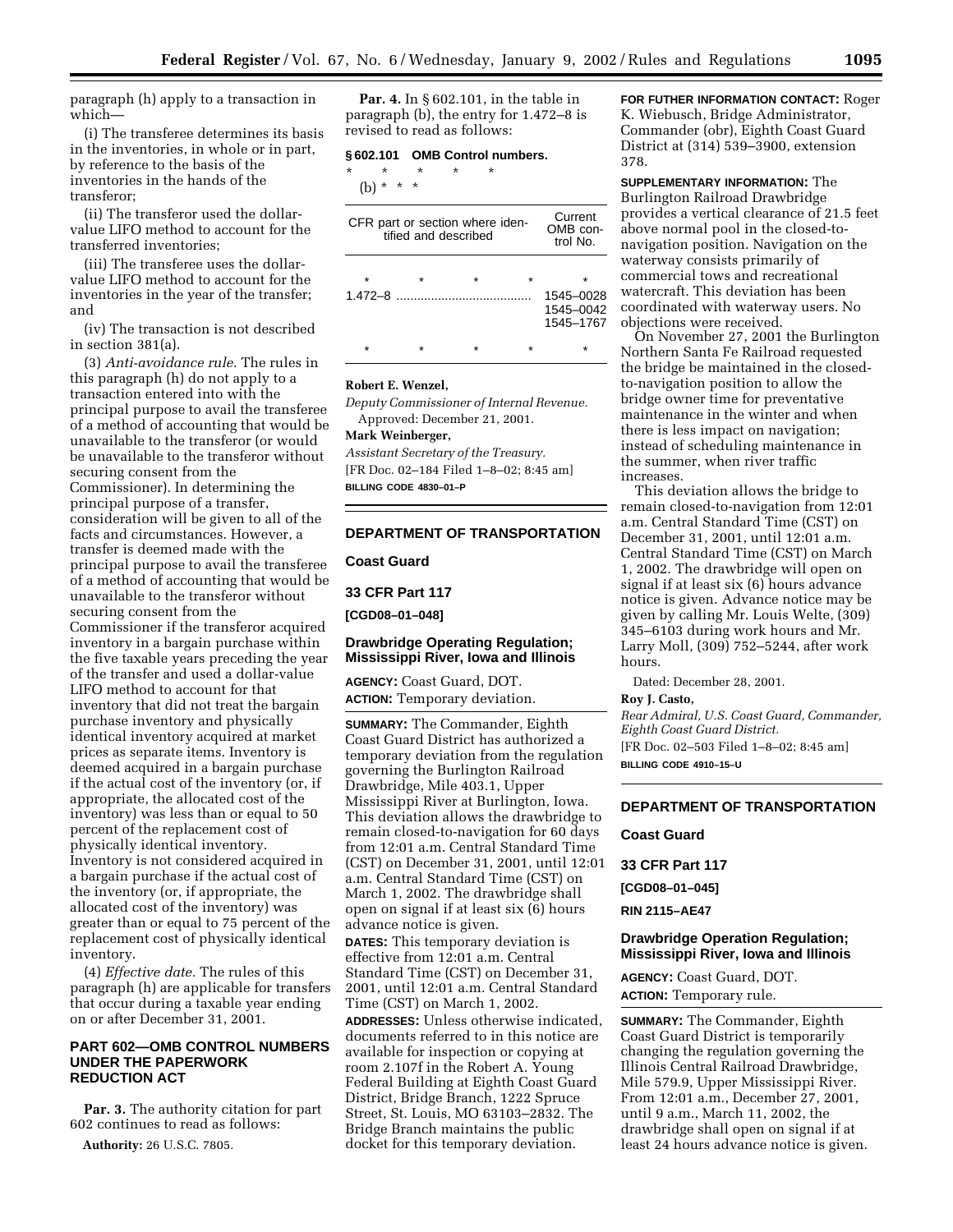paragraph (h) apply to a transaction in which—

(i) The transferee determines its basis in the inventories, in whole or in part, by reference to the basis of the inventories in the hands of the transferor;

(ii) The transferor used the dollar-value LIFO method to account for the transferred inventories;

(iii) The transferee uses the dollar-value LIFO method to account for the inventories in the year of the transfer; and

(iv) The transaction is not described in section 381(a).

(3) *Anti-avoidance rule.* The rules in this paragraph (h) do not apply to a transaction entered into with the principal purpose to avail the transferee of a method of accounting that would be unavailable to the transferor (or would be unavailable to the transferor without securing consent from the Commissioner). In determining the principal purpose of a transfer, consideration will be given to all of the facts and circumstances. However, a transfer is deemed made with the principal purpose to avail the transferee of a method of accounting that would be unavailable to the transferor without securing consent from the Commissioner if the transferor acquired inventory in a bargain purchase within the five taxable years preceding the year of the transfer and used a dollar-value LIFO method to account for that inventory that did not treat the bargain purchase inventory and physically identical inventory acquired at market prices as separate items. Inventory is deemed acquired in a bargain purchase if the actual cost of the inventory (or, if appropriate, the allocated cost of the inventory) was less than or equal to 50 percent of the replacement cost of physically identical inventory. Inventory is not considered acquired in a bargain purchase if the actual cost of the inventory (or, if appropriate, the allocated cost of the inventory) was greater than or equal to 75 percent of the replacement cost of physically identical inventory.

(4) *Effective date.* The rules of this paragraph (h) are applicable for transfers that occur during a taxable year ending on or after December 31, 2001.

## PART 602—OMB CONTROL NUMBERS UNDER THE PAPERWORK REDUCTION ACT

**Par. 3.** The authority citation for part 602 continues to read as follows:

**Authority:** 26 U.S.C. 7805.

**Par. 4.** In § 602.101, in the table in paragraph (b), the entry for 1.472–8 is revised to read as follows:

**§ 602.101 OMB Control numbers.**

\* \* \* \* \*

(b) \* \* \*

| CFR part or section where identified and described | Current OMB control No. |
|---|---|
| \* \* \* \* | \* |
| 1.472–8 ....................................... | 1545–0028<br>1545–0042<br>1545–1767 |
| \* \* \* \* | \* |

**Robert E. Wenzel,**

*Deputy Commissioner of Internal Revenue.*

Approved: December 21, 2001.

**Mark Weinberger,**

*Assistant Secretary of the Treasury.*

[FR Doc. 02–184 Filed 1–8–02; 8:45 am]

**BILLING CODE 4830–01–P**

## DEPARTMENT OF TRANSPORTATION

### Coast Guard

### 33 CFR Part 117

**[CGD08–01–048]**

### Drawbridge Operating Regulation; Mississippi River, Iowa and Illinois

**AGENCY:** Coast Guard, DOT.

**ACTION:** Temporary deviation.

**SUMMARY:** The Commander, Eighth Coast Guard District has authorized a temporary deviation from the regulation governing the Burlington Railroad Drawbridge, Mile 403.1, Upper Mississippi River at Burlington, Iowa. This deviation allows the drawbridge to remain closed-to-navigation for 60 days from 12:01 a.m. Central Standard Time (CST) on December 31, 2001, until 12:01 a.m. Central Standard Time (CST) on March 1, 2002. The drawbridge shall open on signal if at least six (6) hours advance notice is given.

**DATES:** This temporary deviation is effective from 12:01 a.m. Central Standard Time (CST) on December 31, 2001, until 12:01 a.m. Central Standard Time (CST) on March 1, 2002.

**ADDRESSES:** Unless otherwise indicated, documents referred to in this notice are available for inspection or copying at room 2.107f in the Robert A. Young Federal Building at Eighth Coast Guard District, Bridge Branch, 1222 Spruce Street, St. Louis, MO 63103–2832. The Bridge Branch maintains the public docket for this temporary deviation.

**FOR FUTHER INFORMATION CONTACT:** Roger K. Wiebusch, Bridge Administrator, Commander (obr), Eighth Coast Guard District at (314) 539–3900, extension 378.

**SUPPLEMENTARY INFORMATION:** The Burlington Railroad Drawbridge provides a vertical clearance of 21.5 feet above normal pool in the closed-to-navigation position. Navigation on the waterway consists primarily of commercial tows and recreational watercraft. This deviation has been coordinated with waterway users. No objections were received.

On November 27, 2001 the Burlington Northern Santa Fe Railroad requested the bridge be maintained in the closed-to-navigation position to allow the bridge owner time for preventative maintenance in the winter and when there is less impact on navigation; instead of scheduling maintenance in the summer, when river traffic increases.

This deviation allows the bridge to remain closed-to-navigation from 12:01 a.m. Central Standard Time (CST) on December 31, 2001, until 12:01 a.m. Central Standard Time (CST) on March 1, 2002. The drawbridge will open on signal if at least six (6) hours advance notice is given. Advance notice may be given by calling Mr. Louis Welte, (309) 345–6103 during work hours and Mr. Larry Moll, (309) 752–5244, after work hours.

Dated: December 28, 2001.

**Roy J. Casto,**

*Rear Admiral, U.S. Coast Guard, Commander, Eighth Coast Guard District.*

[FR Doc. 02–503 Filed 1–8–02; 8:45 am]

**BILLING CODE 4910–15–U**

## DEPARTMENT OF TRANSPORTATION

### Coast Guard

### 33 CFR Part 117

**[CGD08–01–045]**

**RIN 2115–AE47**

### Drawbridge Operation Regulation; Mississippi River, Iowa and Illinois

**AGENCY:** Coast Guard, DOT.

**ACTION:** Temporary rule.

**SUMMARY:** The Commander, Eighth Coast Guard District is temporarily changing the regulation governing the Illinois Central Railroad Drawbridge, Mile 579.9, Upper Mississippi River. From 12:01 a.m., December 27, 2001, until 9 a.m., March 11, 2002, the drawbridge shall open on signal if at least 24 hours advance notice is given.